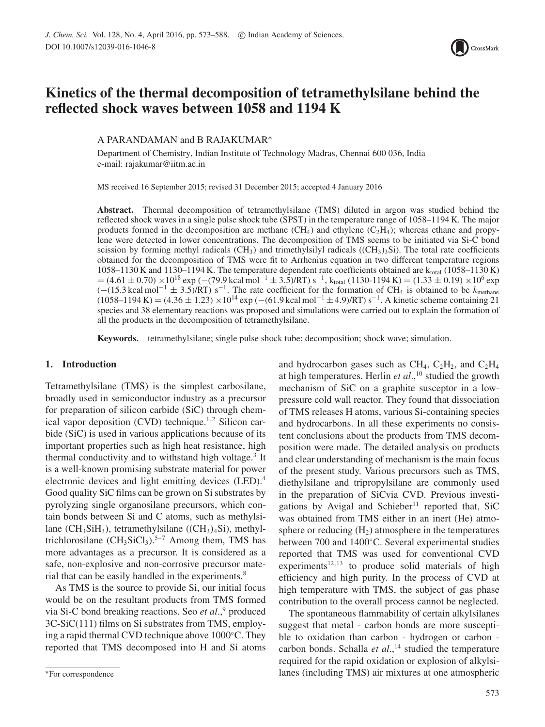# Kinetics of the thermal decomposition of tetramethylsilane behind the reflected shock waves between 1058 and 1194 K

A PARANDAMAN and B RAJAKUMAR*

Department of Chemistry, Indian Institute of Technology Madras, Chennai 600 036, India
e-mail: rajakumar@iitm.ac.in

MS received 16 September 2015; revised 31 December 2015; accepted 4 January 2016

**Abstract.** Thermal decomposition of tetramethylsilane (TMS) diluted in argon was studied behind the reflected shock waves in a single pulse shock tube (SPST) in the temperature range of 1058–1194 K. The major products formed in the decomposition are methane ($CH_4$) and ethylene ($C_2H_4$); whereas ethane and propylene were detected in lower concentrations. The decomposition of TMS seems to be initiated via Si-C bond scission by forming methyl radicals ($CH_3$) and trimethylsilyl radicals ($(CH_3)_3Si$). The total rate coefficients obtained for the decomposition of TMS were fit to Arrhenius equation in two different temperature regions 1058–1130 K and 1130–1194 K. The temperature dependent rate coefficients obtained are $k_{total}$ (1058–1130 K) $= (4.61 \pm 0.70) \times 10^{18} \exp(-(79.9\ \text{kcal mol}^{-1} \pm 3.5)/RT)\ \text{s}^{-1}$, $k_{total}$ (1130-1194 K) $= (1.33 \pm 0.19) \times 10^{6} \exp(-(15.3\ \text{kcal mol}^{-1} \pm 3.5)/RT)\ \text{s}^{-1}$. The rate coefficient for the formation of $CH_4$ is obtained to be $k_{methane}$ (1058–1194 K) $= (4.36 \pm 1.23) \times 10^{14} \exp(-(61.9\ \text{kcal mol}^{-1} \pm 4.9)/RT)\ \text{s}^{-1}$. A kinetic scheme containing 21 species and 38 elementary reactions was proposed and simulations were carried out to explain the formation of all the products in the decomposition of tetramethylsilane.

**Keywords.** tetramethylsilane; single pulse shock tube; decomposition; shock wave; simulation.

## 1. Introduction

Tetramethylsilane (TMS) is the simplest carbosilane, broadly used in semiconductor industry as a precursor for preparation of silicon carbide (SiC) through chemical vapor deposition (CVD) technique.[1,2] Silicon carbide (SiC) is used in various applications because of its important properties such as high heat resistance, high thermal conductivity and to withstand high voltage.[3] It is a well-known promising substrate material for power electronic devices and light emitting devices (LED).[4] Good quality SiC films can be grown on Si substrates by pyrolyzing single organosilane precursors, which contain bonds between Si and C atoms, such as methylsilane ($CH_3SiH_3$), tetramethylsilane ($(CH_3)_4Si$), methyltrichlorosilane ($CH_3SiCl_3$).[5–7] Among them, TMS has more advantages as a precursor. It is considered as a safe, non-explosive and non-corrosive precursor material that can be easily handled in the experiments.[8]

As TMS is the source to provide Si, our initial focus would be on the resultant products from TMS formed via Si-C bond breaking reactions. Seo *et al*.,[9] produced 3C-SiC(111) films on Si substrates from TMS, employing a rapid thermal CVD technique above 1000°C. They reported that TMS decomposed into H and Si atoms and hydrocarbon gases such as $CH_4$, $C_2H_2$, and $C_2H_4$ at high temperatures. Herlin *et al*.,[10] studied the growth mechanism of SiC on a graphite susceptor in a low-pressure cold wall reactor. They found that dissociation of TMS releases H atoms, various Si-containing species and hydrocarbons. In all these experiments no consistent conclusions about the products from TMS decomposition were made. The detailed analysis on products and clear understanding of mechanism is the main focus of the present study. Various precursors such as TMS, diethylsilane and tripropylsilane are commonly used in the preparation of SiCvia CVD. Previous investigations by Avigal and Schieber[11] reported that, SiC was obtained from TMS either in an inert (He) atmosphere or reducing ($H_2$) atmosphere in the temperatures between 700 and 1400°C. Several experimental studies reported that TMS was used for conventional CVD experiments[12,13] to produce solid materials of high efficiency and high purity. In the process of CVD at high temperature with TMS, the subject of gas phase contribution to the overall process cannot be neglected.

The spontaneous flammability of certain alkylsilanes suggest that metal - carbon bonds are more susceptible to oxidation than carbon - hydrogen or carbon - carbon bonds. Schalla *et al*.,[14] studied the temperature required for the rapid oxidation or explosion of alkylsilanes (including TMS) air mixtures at one atmospheric

*For correspondence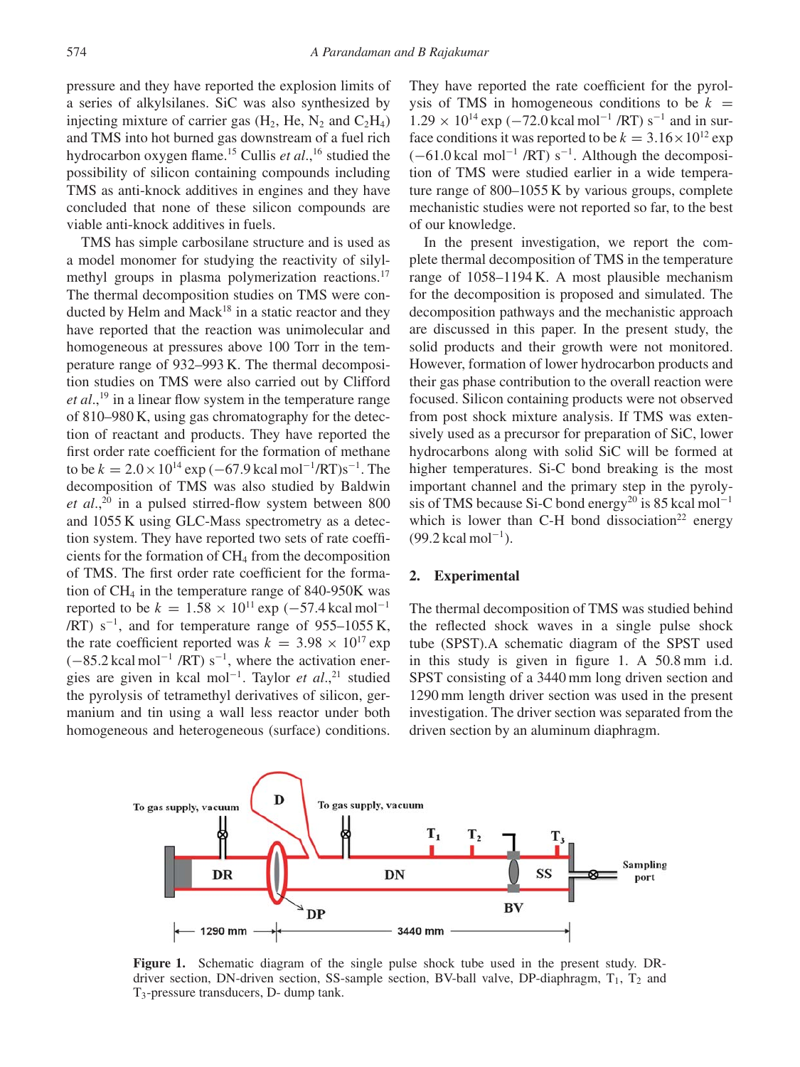pressure and they have reported the explosion limits of a series of alkylsilanes. SiC was also synthesized by injecting mixture of carrier gas ($H_2$, He, $N_2$ and $C_2H_4$) and TMS into hot burned gas downstream of a fuel rich hydrocarbon oxygen flame.[15] Cullis *et al*.,[16] studied the possibility of silicon containing compounds including TMS as anti-knock additives in engines and they have concluded that none of these silicon compounds are viable anti-knock additives in fuels.

TMS has simple carbosilane structure and is used as a model monomer for studying the reactivity of silylmethyl groups in plasma polymerization reactions.[17] The thermal decomposition studies on TMS were conducted by Helm and Mack[18] in a static reactor and they have reported that the reaction was unimolecular and homogeneous at pressures above 100 Torr in the temperature range of 932–993 K. The thermal decomposition studies on TMS were also carried out by Clifford *et al*.,[19] in a linear flow system in the temperature range of 810–980 K, using gas chromatography for the detection of reactant and products. They have reported the first order rate coefficient for the formation of methane to be $k = 2.0 \times 10^{14} \exp(-67.9\,\text{kcal mol}^{-1}/RT)\text{s}^{-1}$. The decomposition of TMS was also studied by Baldwin *et al*.,[20] in a pulsed stirred-flow system between 800 and 1055 K using GLC-Mass spectrometry as a detection system. They have reported two sets of rate coefficients for the formation of $CH_4$ from the decomposition of TMS. The first order rate coefficient for the formation of $CH_4$ in the temperature range of 840-950K was reported to be $k = 1.58 \times 10^{11} \exp(-57.4\,\text{kcal mol}^{-1}/RT)\ \text{s}^{-1}$, and for temperature range of 955–1055 K, the rate coefficient reported was $k = 3.98 \times 10^{17} \exp(-85.2\,\text{kcal mol}^{-1}/RT)\ \text{s}^{-1}$, where the activation energies are given in kcal mol$^{-1}$. Taylor *et al*.,[21] studied the pyrolysis of tetramethyl derivatives of silicon, germanium and tin using a wall less reactor under both homogeneous and heterogeneous (surface) conditions. They have reported the rate coefficient for the pyrolysis of TMS in homogeneous conditions to be $k = 1.29 \times 10^{14} \exp(-72.0\,\text{kcal mol}^{-1}/RT)\ \text{s}^{-1}$ and in surface conditions it was reported to be $k = 3.16 \times 10^{12} \exp(-61.0\,\text{kcal mol}^{-1}/RT)\ \text{s}^{-1}$. Although the decomposition of TMS were studied earlier in a wide temperature range of 800–1055 K by various groups, complete mechanistic studies were not reported so far, to the best of our knowledge.

In the present investigation, we report the complete thermal decomposition of TMS in the temperature range of 1058–1194 K. A most plausible mechanism for the decomposition is proposed and simulated. The decomposition pathways and the mechanistic approach are discussed in this paper. In the present study, the solid products and their growth were not monitored. However, formation of lower hydrocarbon products and their gas phase contribution to the overall reaction were focused. Silicon containing products were not observed from post shock mixture analysis. If TMS was extensively used as a precursor for preparation of SiC, lower hydrocarbons along with solid SiC will be formed at higher temperatures. Si-C bond breaking is the most important channel and the primary step in the pyrolysis of TMS because Si-C bond energy[20] is 85 kcal mol$^{-1}$ which is lower than C-H bond dissociation[22] energy (99.2 kcal mol$^{-1}$).

## 2. Experimental

The thermal decomposition of TMS was studied behind the reflected shock waves in a single pulse shock tube (SPST).A schematic diagram of the SPST used in this study is given in figure 1. A 50.8 mm i.d. SPST consisting of a 3440 mm long driven section and 1290 mm length driver section was used in the present investigation. The driver section was separated from the driven section by an aluminum diaphragm.

**Figure 1.** Schematic diagram of the single pulse shock tube used in the present study. DR-driver section, DN-driven section, SS-sample section, BV-ball valve, DP-diaphragm, $T_1$, $T_2$ and $T_3$-pressure transducers, D- dump tank.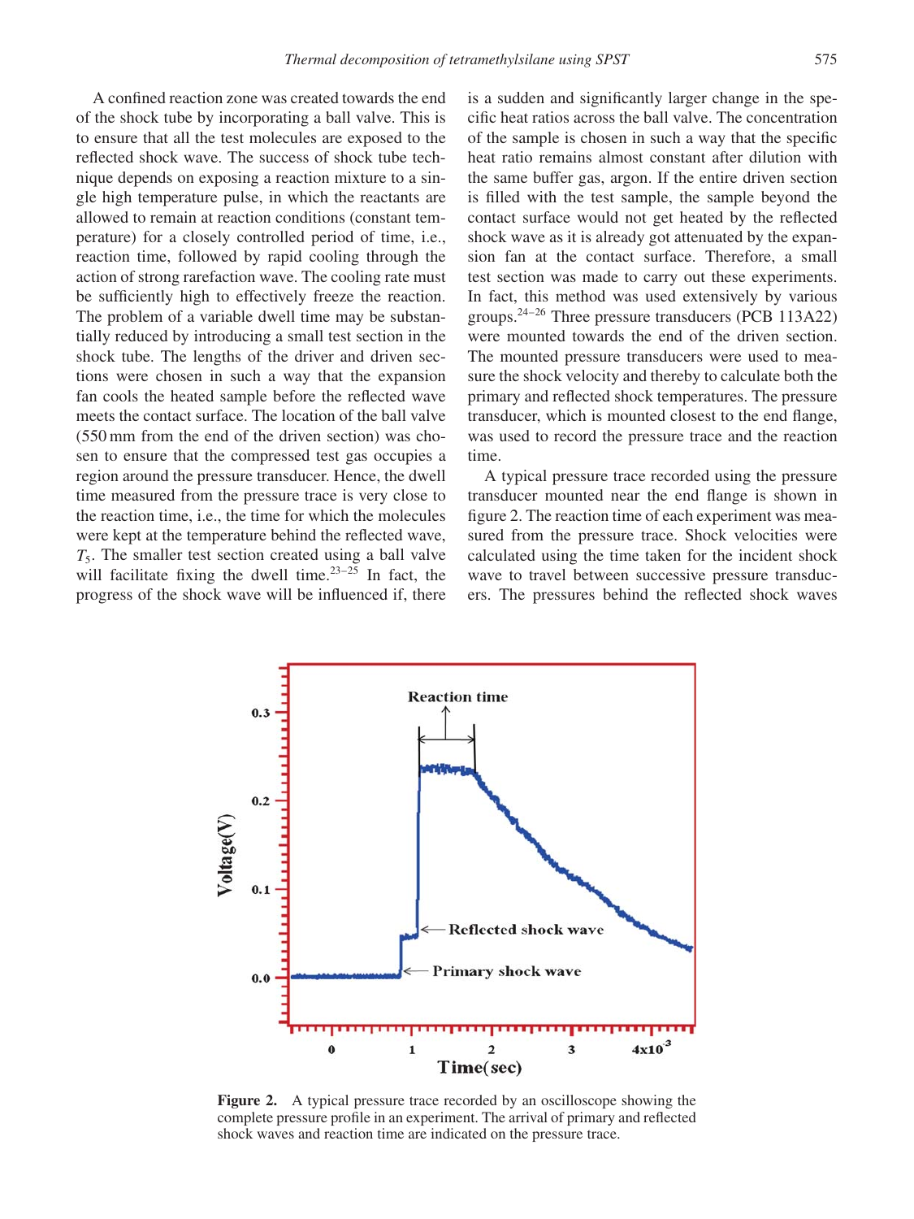A confined reaction zone was created towards the end of the shock tube by incorporating a ball valve. This is to ensure that all the test molecules are exposed to the reflected shock wave. The success of shock tube technique depends on exposing a reaction mixture to a single high temperature pulse, in which the reactants are allowed to remain at reaction conditions (constant temperature) for a closely controlled period of time, i.e., reaction time, followed by rapid cooling through the action of strong rarefaction wave. The cooling rate must be sufficiently high to effectively freeze the reaction. The problem of a variable dwell time may be substantially reduced by introducing a small test section in the shock tube. The lengths of the driver and driven sections were chosen in such a way that the expansion fan cools the heated sample before the reflected wave meets the contact surface. The location of the ball valve (550 mm from the end of the driven section) was chosen to ensure that the compressed test gas occupies a region around the pressure transducer. Hence, the dwell time measured from the pressure trace is very close to the reaction time, i.e., the time for which the molecules were kept at the temperature behind the reflected wave, $T_5$. The smaller test section created using a ball valve will facilitate fixing the dwell time.[23–25] In fact, the progress of the shock wave will be influenced if, there is a sudden and significantly larger change in the specific heat ratios across the ball valve. The concentration of the sample is chosen in such a way that the specific heat ratio remains almost constant after dilution with the same buffer gas, argon. If the entire driven section is filled with the test sample, the sample beyond the contact surface would not get heated by the reflected shock wave as it is already got attenuated by the expansion fan at the contact surface. Therefore, a small test section was made to carry out these experiments. In fact, this method was used extensively by various groups.[24–26] Three pressure transducers (PCB 113A22) were mounted towards the end of the driven section. The mounted pressure transducers were used to measure the shock velocity and thereby to calculate both the primary and reflected shock temperatures. The pressure transducer, which is mounted closest to the end flange, was used to record the pressure trace and the reaction time.

A typical pressure trace recorded using the pressure transducer mounted near the end flange is shown in figure 2. The reaction time of each experiment was measured from the pressure trace. Shock velocities were calculated using the time taken for the incident shock wave to travel between successive pressure transducers. The pressures behind the reflected shock waves

Reaction time

Reflected shock wave

Primary shock wave

Voltage(V)

0.3

0.2

0.1

0.0

0

1

2

3

4x10$^{-3}$

Time(sec)

**Figure 2.** A typical pressure trace recorded by an oscilloscope showing the complete pressure profile in an experiment. The arrival of primary and reflected shock waves and reaction time are indicated on the pressure trace.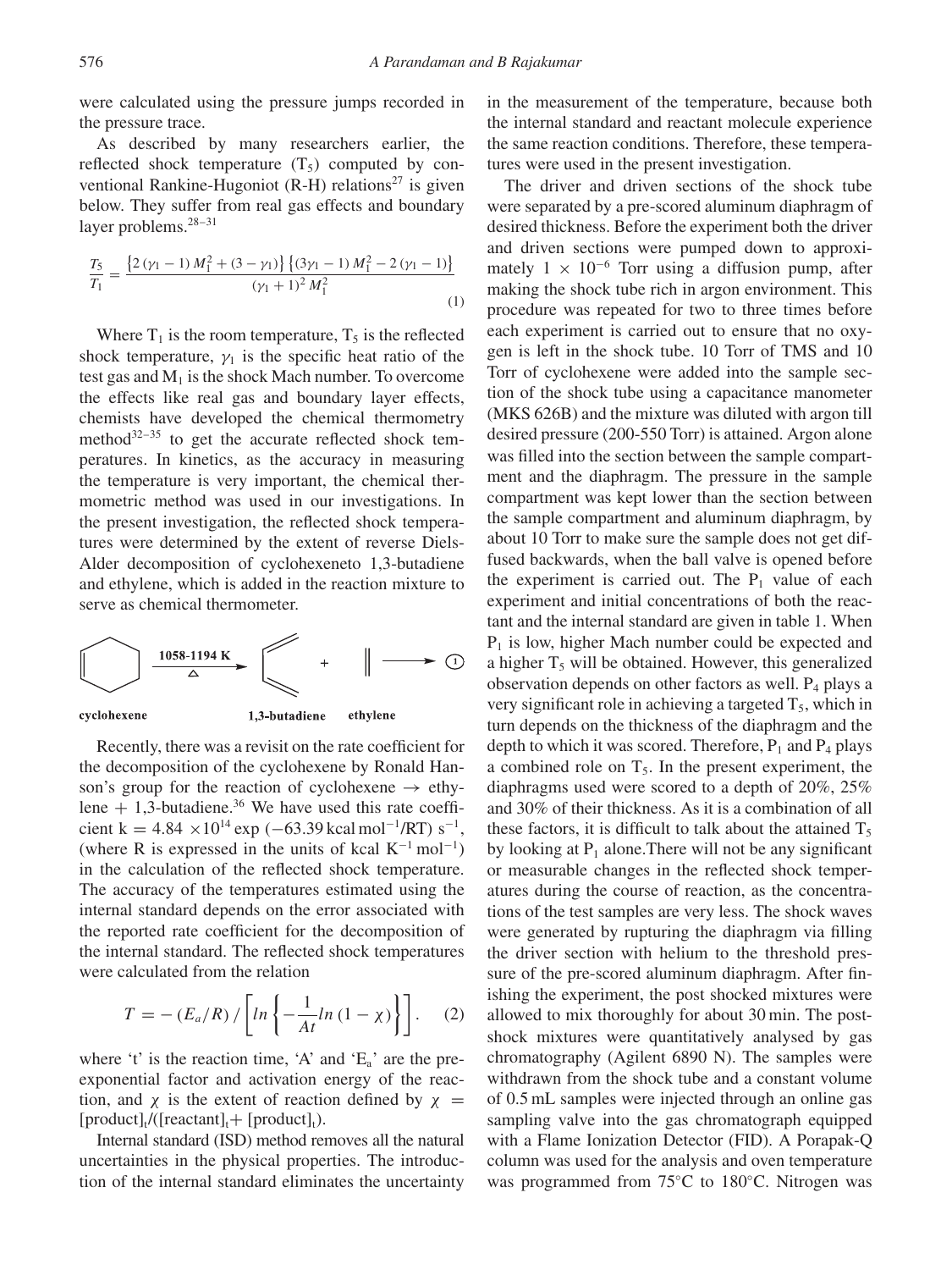were calculated using the pressure jumps recorded in the pressure trace.

As described by many researchers earlier, the reflected shock temperature ($T_5$) computed by conventional Rankine-Hugoniot (R-H) relations[27] is given below. They suffer from real gas effects and boundary layer problems.[28–31]

$$\frac{T_5}{T_1} = \frac{\left\{2\left(\gamma_1 - 1\right) M_1^2 + \left(3 - \gamma_1\right)\right\}\left\{\left(3\gamma_1 - 1\right) M_1^2 - 2\left(\gamma_1 - 1\right)\right\}}{\left(\gamma_1 + 1\right)^2 M_1^2} \quad (1)$$

Where $T_1$ is the room temperature, $T_5$ is the reflected shock temperature, $\gamma_1$ is the specific heat ratio of the test gas and $M_1$ is the shock Mach number. To overcome the effects like real gas and boundary layer effects, chemists have developed the chemical thermometry method[32–35] to get the accurate reflected shock temperatures. In kinetics, as the accuracy in measuring the temperature is very important, the chemical thermometric method was used in our investigations. In the present investigation, the reflected shock temperatures were determined by the extent of reverse Diels-Alder decomposition of cyclohexeneto 1,3-butadiene and ethylene, which is added in the reaction mixture to serve as chemical thermometer.

cyclohexene $\xrightarrow[\Delta]{1058\text{-}1194\ K}$ 1,3-butadiene + ethylene (1)

Recently, there was a revisit on the rate coefficient for the decomposition of the cyclohexene by Ronald Hanson's group for the reaction of cyclohexene → ethylene + 1,3-butadiene.[36] We have used this rate coefficient $k = 4.84 \times 10^{14} \exp(-63.39\ \text{kcal mol}^{-1}/RT)\ s^{-1}$, (where R is expressed in the units of kcal $K^{-1}$ $mol^{-1}$) in the calculation of the reflected shock temperature. The accuracy of the temperatures estimated using the internal standard depends on the error associated with the reported rate coefficient for the decomposition of the internal standard. The reflected shock temperatures were calculated from the relation

$$T = -\left(E_a/R\right)/\left[ln\left\{-\frac{1}{At}ln\left(1-\chi\right)\right\}\right]. \quad (2)$$

where 't' is the reaction time, 'A' and '$E_a$' are the pre-exponential factor and activation energy of the reaction, and $\chi$ is the extent of reaction defined by $\chi = [\text{product}]_t/([\text{reactant}]_t + [\text{product}]_t)$.

Internal standard (ISD) method removes all the natural uncertainties in the physical properties. The introduction of the internal standard eliminates the uncertainty in the measurement of the temperature, because both the internal standard and reactant molecule experience the same reaction conditions. Therefore, these temperatures were used in the present investigation.

The driver and driven sections of the shock tube were separated by a pre-scored aluminum diaphragm of desired thickness. Before the experiment both the driver and driven sections were pumped down to approximately $1 \times 10^{-6}$ Torr using a diffusion pump, after making the shock tube rich in argon environment. This procedure was repeated for two to three times before each experiment is carried out to ensure that no oxygen is left in the shock tube. 10 Torr of TMS and 10 Torr of cyclohexene were added into the sample section of the shock tube using a capacitance manometer (MKS 626B) and the mixture was diluted with argon till desired pressure (200-550 Torr) is attained. Argon alone was filled into the section between the sample compartment and the diaphragm. The pressure in the sample compartment was kept lower than the section between the sample compartment and aluminum diaphragm, by about 10 Torr to make sure the sample does not get diffused backwards, when the ball valve is opened before the experiment is carried out. The $P_1$ value of each experiment and initial concentrations of both the reactant and the internal standard are given in table 1. When $P_1$ is low, higher Mach number could be expected and a higher $T_5$ will be obtained. However, this generalized observation depends on other factors as well. $P_4$ plays a very significant role in achieving a targeted $T_5$, which in turn depends on the thickness of the diaphragm and the depth to which it was scored. Therefore, $P_1$ and $P_4$ plays a combined role on $T_5$. In the present experiment, the diaphragms used were scored to a depth of 20%, 25% and 30% of their thickness. As it is a combination of all these factors, it is difficult to talk about the attained $T_5$ by looking at $P_1$ alone.There will not be any significant or measurable changes in the reflected shock temperatures during the course of reaction, as the concentrations of the test samples are very less. The shock waves were generated by rupturing the diaphragm via filling the driver section with helium to the threshold pressure of the pre-scored aluminum diaphragm. After finishing the experiment, the post shocked mixtures were allowed to mix thoroughly for about 30 min. The post-shock mixtures were quantitatively analysed by gas chromatography (Agilent 6890 N). The samples were withdrawn from the shock tube and a constant volume of 0.5 mL samples were injected through an online gas sampling valve into the gas chromatograph equipped with a Flame Ionization Detector (FID). A Porapak-Q column was used for the analysis and oven temperature was programmed from 75°C to 180°C. Nitrogen was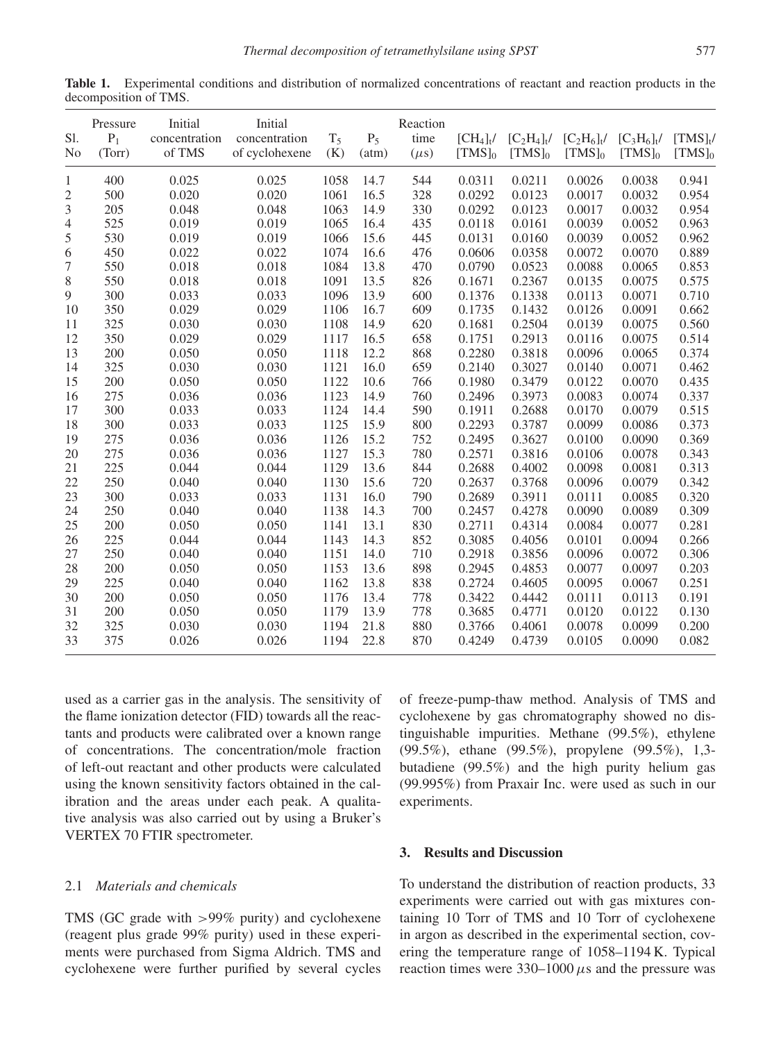**Table 1.** Experimental conditions and distribution of normalized concentrations of reactant and reaction products in the decomposition of TMS.

| Sl. No | Pressure $P_1$ (Torr) | Initial concentration of TMS | Initial concentration of cyclohexene | $T_5$ (K) | $P_5$ (atm) | Reaction time ($\mu$s) | $[CH_4]_t/[TMS]_0$ | $[C_2H_4]_t/[TMS]_0$ | $[C_2H_6]_t/[TMS]_0$ | $[C_3H_6]_t/[TMS]_0$ | $[TMS]_t/[TMS]_0$ |
|---|---|---|---|---|---|---|---|---|---|---|---|
| 1 | 400 | 0.025 | 0.025 | 1058 | 14.7 | 544 | 0.0311 | 0.0211 | 0.0026 | 0.0038 | 0.941 |
| 2 | 500 | 0.020 | 0.020 | 1061 | 16.5 | 328 | 0.0292 | 0.0123 | 0.0017 | 0.0032 | 0.954 |
| 3 | 205 | 0.048 | 0.048 | 1063 | 14.9 | 330 | 0.0292 | 0.0123 | 0.0017 | 0.0032 | 0.954 |
| 4 | 525 | 0.019 | 0.019 | 1065 | 16.4 | 435 | 0.0118 | 0.0161 | 0.0039 | 0.0052 | 0.963 |
| 5 | 530 | 0.019 | 0.019 | 1066 | 15.6 | 445 | 0.0131 | 0.0160 | 0.0039 | 0.0052 | 0.962 |
| 6 | 450 | 0.022 | 0.022 | 1074 | 16.6 | 476 | 0.0606 | 0.0358 | 0.0072 | 0.0070 | 0.889 |
| 7 | 550 | 0.018 | 0.018 | 1084 | 13.8 | 470 | 0.0790 | 0.0523 | 0.0088 | 0.0065 | 0.853 |
| 8 | 550 | 0.018 | 0.018 | 1091 | 13.5 | 826 | 0.1671 | 0.2367 | 0.0135 | 0.0075 | 0.575 |
| 9 | 300 | 0.033 | 0.033 | 1096 | 13.9 | 600 | 0.1376 | 0.1338 | 0.0113 | 0.0071 | 0.710 |
| 10 | 350 | 0.029 | 0.029 | 1106 | 16.7 | 609 | 0.1735 | 0.1432 | 0.0126 | 0.0091 | 0.662 |
| 11 | 325 | 0.030 | 0.030 | 1108 | 14.9 | 620 | 0.1681 | 0.2504 | 0.0139 | 0.0075 | 0.560 |
| 12 | 350 | 0.029 | 0.029 | 1117 | 16.5 | 658 | 0.1751 | 0.2913 | 0.0116 | 0.0075 | 0.514 |
| 13 | 200 | 0.050 | 0.050 | 1118 | 12.2 | 868 | 0.2280 | 0.3818 | 0.0096 | 0.0065 | 0.374 |
| 14 | 325 | 0.030 | 0.030 | 1121 | 16.0 | 659 | 0.2140 | 0.3027 | 0.0140 | 0.0071 | 0.462 |
| 15 | 200 | 0.050 | 0.050 | 1122 | 10.6 | 766 | 0.1980 | 0.3479 | 0.0122 | 0.0070 | 0.435 |
| 16 | 275 | 0.036 | 0.036 | 1123 | 14.9 | 760 | 0.2496 | 0.3973 | 0.0083 | 0.0074 | 0.337 |
| 17 | 300 | 0.033 | 0.033 | 1124 | 14.4 | 590 | 0.1911 | 0.2688 | 0.0170 | 0.0079 | 0.515 |
| 18 | 300 | 0.033 | 0.033 | 1125 | 15.9 | 800 | 0.2293 | 0.3787 | 0.0099 | 0.0086 | 0.373 |
| 19 | 275 | 0.036 | 0.036 | 1126 | 15.2 | 752 | 0.2495 | 0.3627 | 0.0100 | 0.0090 | 0.369 |
| 20 | 275 | 0.036 | 0.036 | 1127 | 15.3 | 780 | 0.2571 | 0.3816 | 0.0106 | 0.0078 | 0.343 |
| 21 | 225 | 0.044 | 0.044 | 1129 | 13.6 | 844 | 0.2688 | 0.4002 | 0.0098 | 0.0081 | 0.313 |
| 22 | 250 | 0.040 | 0.040 | 1130 | 15.6 | 720 | 0.2637 | 0.3768 | 0.0096 | 0.0079 | 0.342 |
| 23 | 300 | 0.033 | 0.033 | 1131 | 16.0 | 790 | 0.2689 | 0.3911 | 0.0111 | 0.0085 | 0.320 |
| 24 | 250 | 0.040 | 0.040 | 1138 | 14.3 | 700 | 0.2457 | 0.4278 | 0.0090 | 0.0089 | 0.309 |
| 25 | 200 | 0.050 | 0.050 | 1141 | 13.1 | 830 | 0.2711 | 0.4314 | 0.0084 | 0.0077 | 0.281 |
| 26 | 225 | 0.044 | 0.044 | 1143 | 14.3 | 852 | 0.3085 | 0.4056 | 0.0101 | 0.0094 | 0.266 |
| 27 | 250 | 0.040 | 0.040 | 1151 | 14.0 | 710 | 0.2918 | 0.3856 | 0.0096 | 0.0072 | 0.306 |
| 28 | 200 | 0.050 | 0.050 | 1153 | 13.6 | 898 | 0.2945 | 0.4853 | 0.0077 | 0.0097 | 0.203 |
| 29 | 225 | 0.040 | 0.040 | 1162 | 13.8 | 838 | 0.2724 | 0.4605 | 0.0095 | 0.0067 | 0.251 |
| 30 | 200 | 0.050 | 0.050 | 1176 | 13.4 | 778 | 0.3422 | 0.4442 | 0.0111 | 0.0113 | 0.191 |
| 31 | 200 | 0.050 | 0.050 | 1179 | 13.9 | 778 | 0.3685 | 0.4771 | 0.0120 | 0.0122 | 0.130 |
| 32 | 325 | 0.030 | 0.030 | 1194 | 21.8 | 880 | 0.3766 | 0.4061 | 0.0078 | 0.0099 | 0.200 |
| 33 | 375 | 0.026 | 0.026 | 1194 | 22.8 | 870 | 0.4249 | 0.4739 | 0.0105 | 0.0090 | 0.082 |

used as a carrier gas in the analysis. The sensitivity of the flame ionization detector (FID) towards all the reactants and products were calibrated over a known range of concentrations. The concentration/mole fraction of left-out reactant and other products were calculated using the known sensitivity factors obtained in the calibration and the areas under each peak. A qualitative analysis was also carried out by using a Bruker's VERTEX 70 FTIR spectrometer.

### 2.1 *Materials and chemicals*

TMS (GC grade with >99% purity) and cyclohexene (reagent plus grade 99% purity) used in these experiments were purchased from Sigma Aldrich. TMS and cyclohexene were further purified by several cycles of freeze-pump-thaw method. Analysis of TMS and cyclohexene by gas chromatography showed no distinguishable impurities. Methane (99.5%), ethylene (99.5%), ethane (99.5%), propylene (99.5%), 1,3-butadiene (99.5%) and the high purity helium gas (99.995%) from Praxair Inc. were used as such in our experiments.

## 3. Results and Discussion

To understand the distribution of reaction products, 33 experiments were carried out with gas mixtures containing 10 Torr of TMS and 10 Torr of cyclohexene in argon as described in the experimental section, covering the temperature range of 1058–1194 K. Typical reaction times were 330–1000 $\mu$s and the pressure was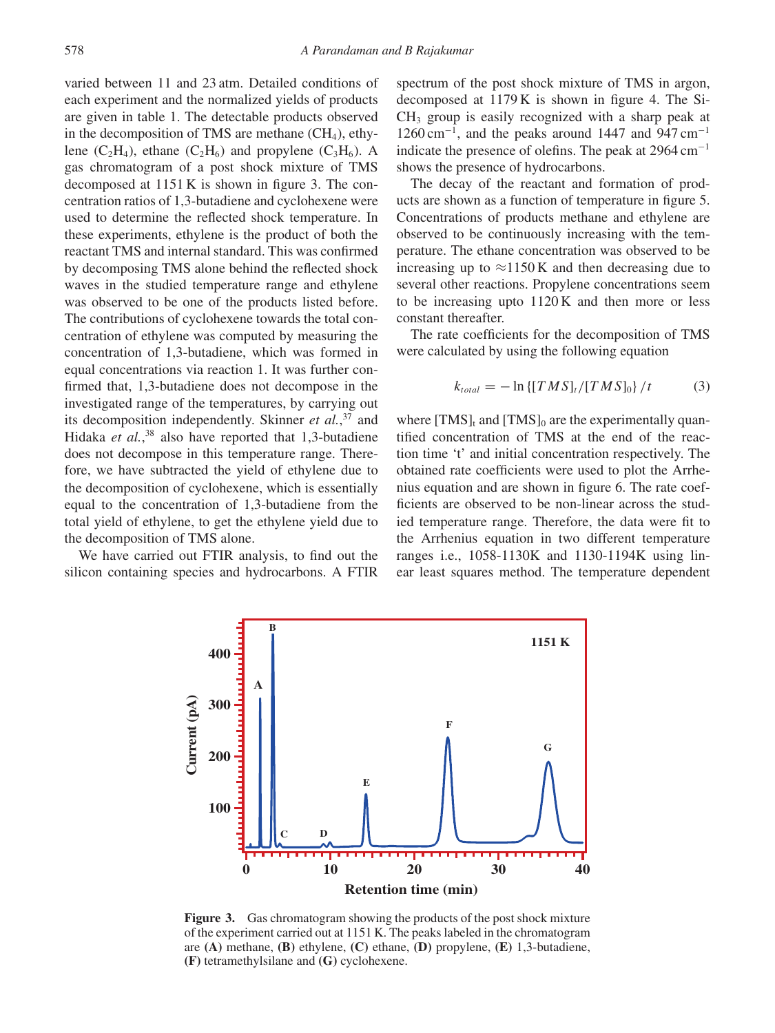varied between 11 and 23 atm. Detailed conditions of each experiment and the normalized yields of products are given in table 1. The detectable products observed in the decomposition of TMS are methane ($CH_4$), ethylene ($C_2H_4$), ethane ($C_2H_6$) and propylene ($C_3H_6$). A gas chromatogram of a post shock mixture of TMS decomposed at 1151 K is shown in figure 3. The concentration ratios of 1,3-butadiene and cyclohexene were used to determine the reflected shock temperature. In these experiments, ethylene is the product of both the reactant TMS and internal standard. This was confirmed by decomposing TMS alone behind the reflected shock waves in the studied temperature range and ethylene was observed to be one of the products listed before. The contributions of cyclohexene towards the total concentration of ethylene was computed by measuring the concentration of 1,3-butadiene, which was formed in equal concentrations via reaction 1. It was further confirmed that, 1,3-butadiene does not decompose in the investigated range of the temperatures, by carrying out its decomposition independently. Skinner *et al.*,[37] and Hidaka *et al.*,[38] also have reported that 1,3-butadiene does not decompose in this temperature range. Therefore, we have subtracted the yield of ethylene due to the decomposition of cyclohexene, which is essentially equal to the concentration of 1,3-butadiene from the total yield of ethylene, to get the ethylene yield due to the decomposition of TMS alone.

We have carried out FTIR analysis, to find out the silicon containing species and hydrocarbons. A FTIR spectrum of the post shock mixture of TMS in argon, decomposed at 1179 K is shown in figure 4. The Si-$CH_3$ group is easily recognized with a sharp peak at 1260 cm$^{-1}$, and the peaks around 1447 and 947 cm$^{-1}$ indicate the presence of olefins. The peak at 2964 cm$^{-1}$ shows the presence of hydrocarbons.

The decay of the reactant and formation of products are shown as a function of temperature in figure 5. Concentrations of products methane and ethylene are observed to be continuously increasing with the temperature. The ethane concentration was observed to be increasing up to ≈1150 K and then decreasing due to several other reactions. Propylene concentrations seem to be increasing upto 1120 K and then more or less constant thereafter.

The rate coefficients for the decomposition of TMS were calculated by using the following equation

$$k_{total} = -\ln\{[TMS]_t/[TMS]_0\}/t \qquad (3)$$

where $[TMS]_t$ and $[TMS]_0$ are the experimentally quantified concentration of TMS at the end of the reaction time 't' and initial concentration respectively. The obtained rate coefficients were used to plot the Arrhenius equation and are shown in figure 6. The rate coefficients are observed to be non-linear across the studied temperature range. Therefore, the data were fit to the Arrhenius equation in two different temperature ranges i.e., 1058-1130K and 1130-1194K using linear least squares method. The temperature dependent

**Figure 3.** Gas chromatogram showing the products of the post shock mixture of the experiment carried out at 1151 K. The peaks labeled in the chromatogram are **(A)** methane, **(B)** ethylene, **(C)** ethane, **(D)** propylene, **(E)** 1,3-butadiene, **(F)** tetramethylsilane and **(G)** cyclohexene.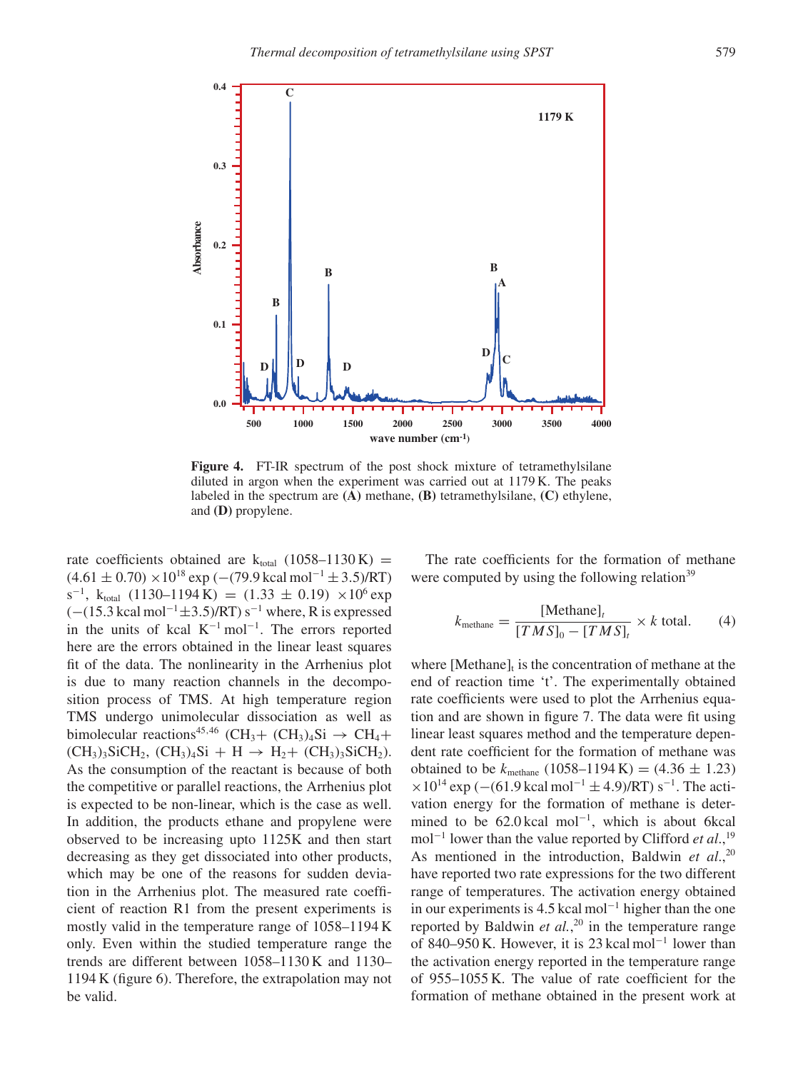**Figure 4.** FT-IR spectrum of the post shock mixture of tetramethylsilane diluted in argon when the experiment was carried out at 1179 K. The peaks labeled in the spectrum are **(A)** methane, **(B)** tetramethylsilane, **(C)** ethylene, and **(D)** propylene.

rate coefficients obtained are $k_{total}$ (1058–1130 K) = $(4.61 \pm 0.70) \times 10^{18} \exp(-(79.9\,\text{kcal mol}^{-1} \pm 3.5)/RT)\,\text{s}^{-1}$, $k_{total}$ (1130–1194 K) = $(1.33 \pm 0.19) \times 10^{6} \exp(-(15.3\,\text{kcal mol}^{-1} \pm 3.5)/RT)\,\text{s}^{-1}$ where, R is expressed in the units of kcal $K^{-1}\,mol^{-1}$. The errors reported here are the errors obtained in the linear least squares fit of the data. The nonlinearity in the Arrhenius plot is due to many reaction channels in the decomposition process of TMS. At high temperature region TMS undergo unimolecular dissociation as well as bimolecular reactions[45,46] ($CH_3 + (CH_3)_4Si \rightarrow CH_4 + (CH_3)_3SiCH_2$, $(CH_3)_4Si + H \rightarrow H_2 + (CH_3)_3SiCH_2$). As the consumption of the reactant is because of both the competitive or parallel reactions, the Arrhenius plot is expected to be non-linear, which is the case as well. In addition, the products ethane and propylene were observed to be increasing upto 1125K and then start decreasing as they get dissociated into other products, which may be one of the reasons for sudden deviation in the Arrhenius plot. The measured rate coefficient of reaction R1 from the present experiments is mostly valid in the temperature range of 1058–1194 K only. Even within the studied temperature range the trends are different between 1058–1130 K and 1130–1194 K (figure 6). Therefore, the extrapolation may not be valid.

The rate coefficients for the formation of methane were computed by using the following relation[39]

$$k_{methane} = \frac{[\text{Methane}]_t}{[TMS]_0 - [TMS]_t} \times k\ \text{total}. \qquad (4)$$

where $[\text{Methane}]_t$ is the concentration of methane at the end of reaction time 't'. The experimentally obtained rate coefficients were used to plot the Arrhenius equation and are shown in figure 7. The data were fit using linear least squares method and the temperature dependent rate coefficient for the formation of methane was obtained to be $k_{methane}$ (1058–1194 K) = $(4.36 \pm 1.23) \times 10^{14} \exp(-(61.9\,\text{kcal mol}^{-1} \pm 4.9)/RT)\,\text{s}^{-1}$. The activation energy for the formation of methane is determined to be 62.0 kcal mol$^{-1}$, which is about 6kcal mol$^{-1}$ lower than the value reported by Clifford *et al.*,[19] As mentioned in the introduction, Baldwin *et al.*,[20] have reported two rate expressions for the two different range of temperatures. The activation energy obtained in our experiments is 4.5 kcal mol$^{-1}$ higher than the one reported by Baldwin *et al.*,[20] in the temperature range of 840–950 K. However, it is 23 kcal mol$^{-1}$ lower than the activation energy reported in the temperature range of 955–1055 K. The value of rate coefficient for the formation of methane obtained in the present work at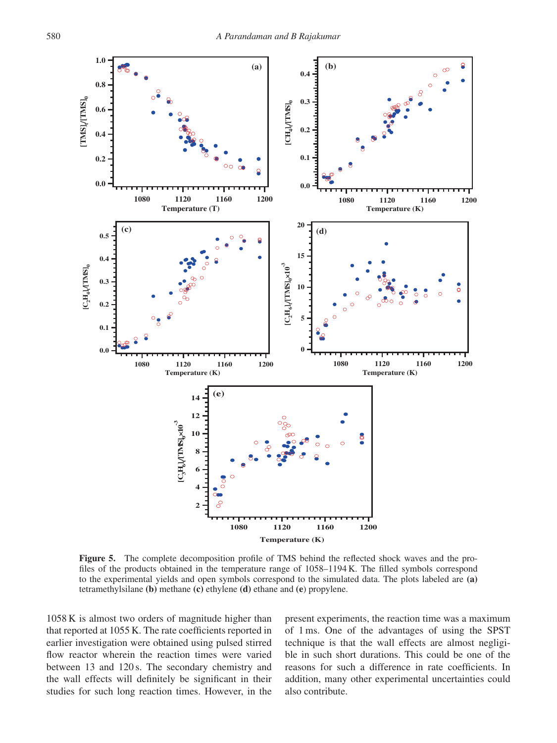**Figure 5.** The complete decomposition profile of TMS behind the reflected shock waves and the profiles of the products obtained in the temperature range of 1058–1194 K. The filled symbols correspond to the experimental yields and open symbols correspond to the simulated data. The plots labeled are **(a)** tetramethylsilane **(b)** methane **(c)** ethylene **(d)** ethane and **(e)** propylene.

1058 K is almost two orders of magnitude higher than that reported at 1055 K. The rate coefficients reported in earlier investigation were obtained using pulsed stirred flow reactor wherein the reaction times were varied between 13 and 120 s. The secondary chemistry and the wall effects will definitely be significant in their studies for such long reaction times. However, in the present experiments, the reaction time was a maximum of 1 ms. One of the advantages of using the SPST technique is that the wall effects are almost negligible in such short durations. This could be one of the reasons for such a difference in rate coefficients. In addition, many other experimental uncertainties could also contribute.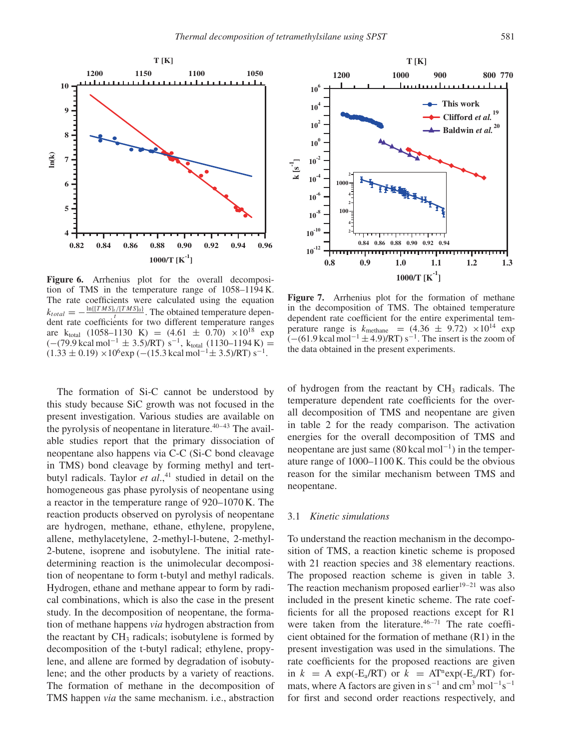**Figure 6.** Arrhenius plot for the overall decomposition of TMS in the temperature range of 1058–1194 K. The rate coefficients were calculated using the equation $k_{total} = -\frac{\ln([TMS]_t/[TMS]_0)}{t}$. The obtained temperature dependent rate coefficients for two different temperature ranges are $k_{total}$ (1058–1130 K) = (4.61 ± 0.70) $\times 10^{18}$ exp (−(79.9 kcal mol$^{-1}$ ± 3.5)/RT) s$^{-1}$, $k_{total}$ (1130–1194 K) = (1.33 ± 0.19) $\times 10^{6}$exp (−(15.3 kcal mol$^{-1}$± 3.5)/RT) s$^{-1}$.

**Figure 7.** Arrhenius plot for the formation of methane in the decomposition of TMS. The obtained temperature dependent rate coefficient for the entire experimental temperature range is $k_{methane}$ = (4.36 ± 9.72) $\times 10^{14}$ exp (−(61.9 kcal mol$^{-1}$ ± 4.9)/RT) s$^{-1}$. The insert is the zoom of the data obtained in the present experiments.

The formation of Si-C cannot be understood by this study because SiC growth was not focused in the present investigation. Various studies are available on the pyrolysis of neopentane in literature.[40–43] The available studies report that the primary dissociation of neopentane also happens via C-C (Si-C bond cleavage in TMS) bond cleavage by forming methyl and tert-butyl radicals. Taylor *et al*.,[41] studied in detail on the homogeneous gas phase pyrolysis of neopentane using a reactor in the temperature range of 920–1070 K. The reaction products observed on pyrolysis of neopentane are hydrogen, methane, ethane, ethylene, propylene, allene, methylacetylene, 2-methyl-l-butene, 2-methyl-2-butene, isoprene and isobutylene. The initial rate-determining reaction is the unimolecular decomposition of neopentane to form t-butyl and methyl radicals. Hydrogen, ethane and methane appear to form by radical combinations, which is also the case in the present study. In the decomposition of neopentane, the formation of methane happens *via* hydrogen abstraction from the reactant by $CH_3$ radicals; isobutylene is formed by decomposition of the t-butyl radical; ethylene, propylene, and allene are formed by degradation of isobutylene; and the other products by a variety of reactions. The formation of methane in the decomposition of TMS happen *via* the same mechanism. i.e., abstraction of hydrogen from the reactant by $CH_3$ radicals. The temperature dependent rate coefficients for the overall decomposition of TMS and neopentane are given in table 2 for the ready comparison. The activation energies for the overall decomposition of TMS and neopentane are just same (80 kcal mol$^{-1}$) in the temperature range of 1000–1100 K. This could be the obvious reason for the similar mechanism between TMS and neopentane.

### 3.1 *Kinetic simulations*

To understand the reaction mechanism in the decomposition of TMS, a reaction kinetic scheme is proposed with 21 reaction species and 38 elementary reactions. The proposed reaction scheme is given in table 3. The reaction mechanism proposed earlier[19–21] was also included in the present kinetic scheme. The rate coefficients for all the proposed reactions except for R1 were taken from the literature.[46–71] The rate coefficient obtained for the formation of methane (R1) in the present investigation was used in the simulations. The rate coefficients for the proposed reactions are given in $k = A\exp(-E_a/RT)$ or $k = AT^n\exp(-E_a/RT)$ formats, where A factors are given in s$^{-1}$ and cm$^3$ mol$^{-1}$s$^{-1}$ for first and second order reactions respectively, and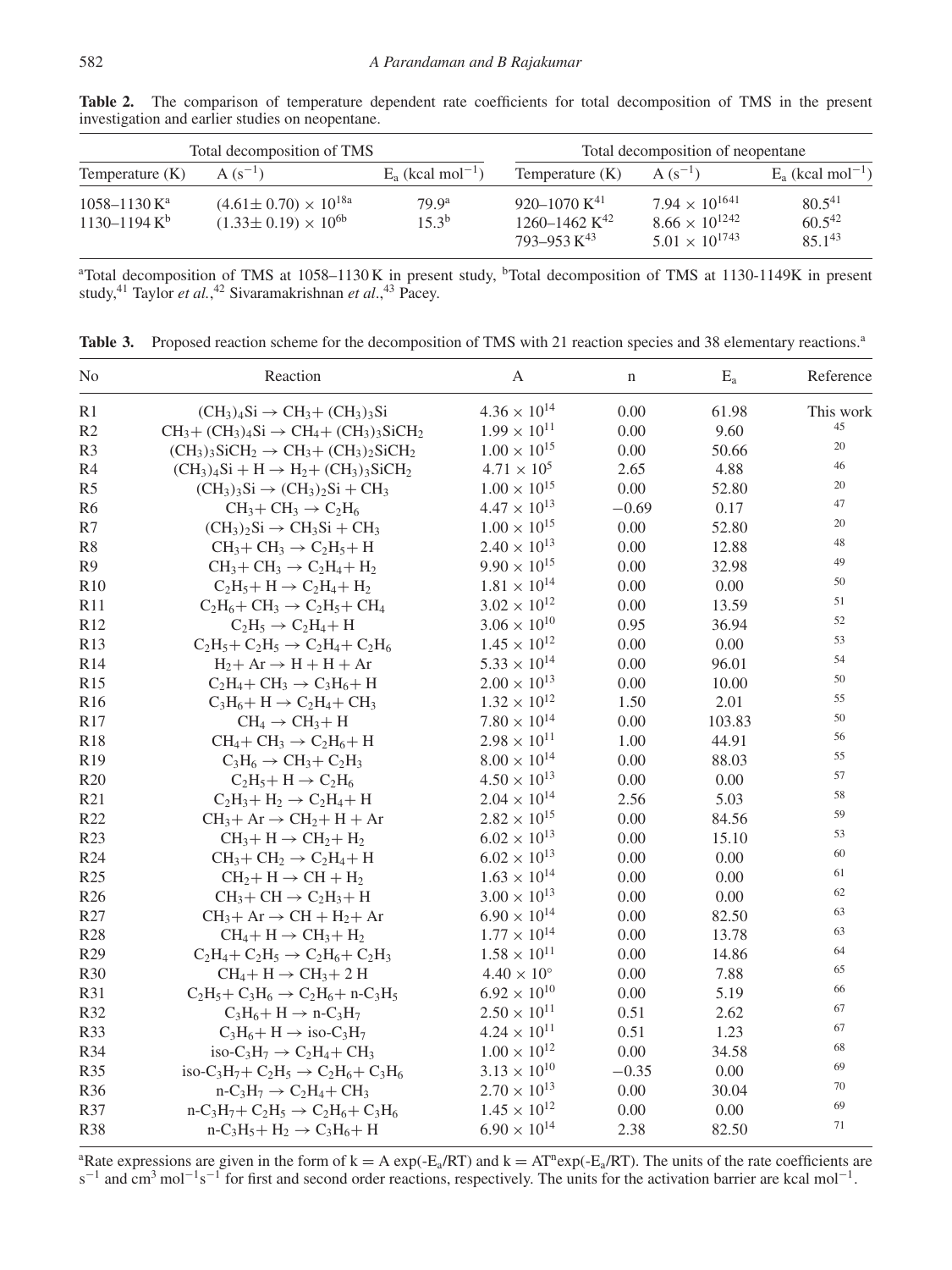**Table 2.** The comparison of temperature dependent rate coefficients for total decomposition of TMS in the present investigation and earlier studies on neopentane.

| Total decomposition of TMS | | | Total decomposition of neopentane | | |
|---|---|---|---|---|---|
| Temperature (K) | A ($s^{-1}$) | $E_a$ (kcal $mol^{-1}$) | Temperature (K) | A ($s^{-1}$) | $E_a$ (kcal $mol^{-1}$) |
| 1058–1130 K[a] | $(4.61\pm 0.70)\times 10^{18}$[a] | 79.9[a] | 920–1070 K[41] | $7.94\times 10^{16}$[41] | 80.5[41] |
| 1130–1194 K[b] | $(1.33\pm 0.19)\times 10^{6}$[b] | 15.3[b] | 1260–1462 K[42] | $8.66\times 10^{12}$[42] | 60.5[42] |
| | | | 793–953 K[43] | $5.01\times 10^{17}$[43] | 85.1[43] |

[a]Total decomposition of TMS at 1058–1130 K in present study, [b]Total decomposition of TMS at 1130-1149K in present study,[41] Taylor *et al.*,[42] Sivaramakrishnan *et al*.,[43] Pacey.

**Table 3.** Proposed reaction scheme for the decomposition of TMS with 21 reaction species and 38 elementary reactions.[a]

| No | Reaction | A | n | $E_a$ | Reference |
|---|---|---|---|---|---|
| R1 | $(CH_3)_4Si \rightarrow CH_3 + (CH_3)_3Si$ | $4.36\times 10^{14}$ | 0.00 | 61.98 | This work |
| R2 | $CH_3 + (CH_3)_4Si \rightarrow CH_4 + (CH_3)_3SiCH_2$ | $1.99\times 10^{11}$ | 0.00 | 9.60 | 45 |
| R3 | $(CH_3)_3SiCH_2 \rightarrow CH_3 + (CH_3)_2SiCH_2$ | $1.00\times 10^{15}$ | 0.00 | 50.66 | 20 |
| R4 | $(CH_3)_4Si + H \rightarrow H_2 + (CH_3)_3SiCH_2$ | $4.71\times 10^{5}$ | 2.65 | 4.88 | 46 |
| R5 | $(CH_3)_3Si \rightarrow (CH_3)_2Si + CH_3$ | $1.00\times 10^{15}$ | 0.00 | 52.80 | 20 |
| R6 | $CH_3 + CH_3 \rightarrow C_2H_6$ | $4.47\times 10^{13}$ | −0.69 | 0.17 | 47 |
| R7 | $(CH_3)_2Si \rightarrow CH_3Si + CH_3$ | $1.00\times 10^{15}$ | 0.00 | 52.80 | 20 |
| R8 | $CH_3 + CH_3 \rightarrow C_2H_5 + H$ | $2.40\times 10^{13}$ | 0.00 | 12.88 | 48 |
| R9 | $CH_3 + CH_3 \rightarrow C_2H_4 + H_2$ | $9.90\times 10^{15}$ | 0.00 | 32.98 | 49 |
| R10 | $C_2H_5 + H \rightarrow C_2H_4 + H_2$ | $1.81\times 10^{14}$ | 0.00 | 0.00 | 50 |
| R11 | $C_2H_6 + CH_3 \rightarrow C_2H_5 + CH_4$ | $3.02\times 10^{12}$ | 0.00 | 13.59 | 51 |
| R12 | $C_2H_5 \rightarrow C_2H_4 + H$ | $3.06\times 10^{10}$ | 0.95 | 36.94 | 52 |
| R13 | $C_2H_5 + C_2H_5 \rightarrow C_2H_4 + C_2H_6$ | $1.45\times 10^{12}$ | 0.00 | 0.00 | 53 |
| R14 | $H_2 + Ar \rightarrow H + H + Ar$ | $5.33\times 10^{14}$ | 0.00 | 96.01 | 54 |
| R15 | $C_2H_4 + CH_3 \rightarrow C_3H_6 + H$ | $2.00\times 10^{13}$ | 0.00 | 10.00 | 50 |
| R16 | $C_3H_6 + H \rightarrow C_2H_4 + CH_3$ | $1.32\times 10^{12}$ | 1.50 | 2.01 | 55 |
| R17 | $CH_4 \rightarrow CH_3 + H$ | $7.80\times 10^{14}$ | 0.00 | 103.83 | 50 |
| R18 | $CH_4 + CH_3 \rightarrow C_2H_6 + H$ | $2.98\times 10^{11}$ | 1.00 | 44.91 | 56 |
| R19 | $C_3H_6 \rightarrow CH_3 + C_2H_3$ | $8.00\times 10^{14}$ | 0.00 | 88.03 | 55 |
| R20 | $C_2H_5 + H \rightarrow C_2H_6$ | $4.50\times 10^{13}$ | 0.00 | 0.00 | 57 |
| R21 | $C_2H_3 + H_2 \rightarrow C_2H_4 + H$ | $2.04\times 10^{14}$ | 2.56 | 5.03 | 58 |
| R22 | $CH_3 + Ar \rightarrow CH_2 + H + Ar$ | $2.82\times 10^{15}$ | 0.00 | 84.56 | 59 |
| R23 | $CH_3 + H \rightarrow CH_2 + H_2$ | $6.02\times 10^{13}$ | 0.00 | 15.10 | 53 |
| R24 | $CH_3 + CH_2 \rightarrow C_2H_4 + H$ | $6.02\times 10^{13}$ | 0.00 | 0.00 | 60 |
| R25 | $CH_2 + H \rightarrow CH + H_2$ | $1.63\times 10^{14}$ | 0.00 | 0.00 | 61 |
| R26 | $CH_3 + CH \rightarrow C_2H_3 + H$ | $3.00\times 10^{13}$ | 0.00 | 0.00 | 62 |
| R27 | $CH_3 + Ar \rightarrow CH + H_2 + Ar$ | $6.90\times 10^{14}$ | 0.00 | 82.50 | 63 |
| R28 | $CH_4 + H \rightarrow CH_3 + H_2$ | $1.77\times 10^{14}$ | 0.00 | 13.78 | 63 |
| R29 | $C_2H_4 + C_2H_5 \rightarrow C_2H_6 + C_2H_3$ | $1.58\times 10^{11}$ | 0.00 | 14.86 | 64 |
| R30 | $CH_4 + H \rightarrow CH_3 + 2\,H$ | $4.40\times 10^{\circ}$ | 0.00 | 7.88 | 65 |
| R31 | $C_2H_5 + C_3H_6 \rightarrow C_2H_6 + n\text{-}C_3H_5$ | $6.92\times 10^{10}$ | 0.00 | 5.19 | 66 |
| R32 | $C_3H_6 + H \rightarrow n\text{-}C_3H_7$ | $2.50\times 10^{11}$ | 0.51 | 2.62 | 67 |
| R33 | $C_3H_6 + H \rightarrow iso\text{-}C_3H_7$ | $4.24\times 10^{11}$ | 0.51 | 1.23 | 67 |
| R34 | $iso\text{-}C_3H_7 \rightarrow C_2H_4 + CH_3$ | $1.00\times 10^{12}$ | 0.00 | 34.58 | 68 |
| R35 | $iso\text{-}C_3H_7 + C_2H_5 \rightarrow C_2H_6 + C_3H_6$ | $3.13\times 10^{10}$ | −0.35 | 0.00 | 69 |
| R36 | $n\text{-}C_3H_7 \rightarrow C_2H_4 + CH_3$ | $2.70\times 10^{13}$ | 0.00 | 30.04 | 70 |
| R37 | $n\text{-}C_3H_7 + C_2H_5 \rightarrow C_2H_6 + C_3H_6$ | $1.45\times 10^{12}$ | 0.00 | 0.00 | 69 |
| R38 | $n\text{-}C_3H_5 + H_2 \rightarrow C_3H_6 + H$ | $6.90\times 10^{14}$ | 2.38 | 82.50 | 71 |

[a]Rate expressions are given in the form of $k = A\exp(-E_a/RT)$ and $k = AT^n\exp(-E_a/RT)$. The units of the rate coefficients are $s^{-1}$ and $cm^3\,mol^{-1}s^{-1}$ for first and second order reactions, respectively. The units for the activation barrier are kcal $mol^{-1}$.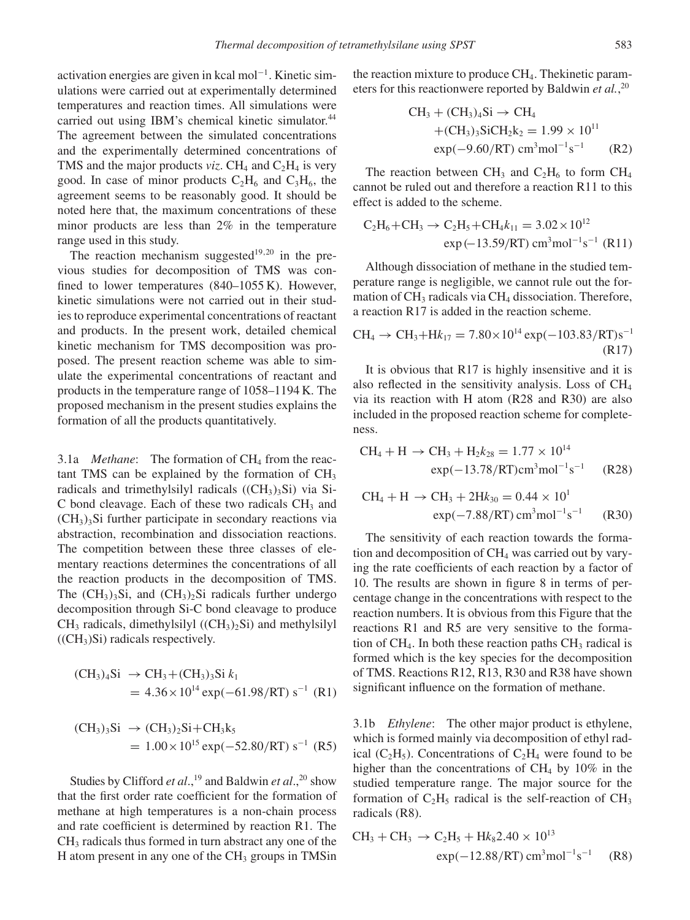activation energies are given in kcal mol$^{-1}$. Kinetic simulations were carried out at experimentally determined temperatures and reaction times. All simulations were carried out using IBM's chemical kinetic simulator.[44] The agreement between the simulated concentrations and the experimentally determined concentrations of TMS and the major products *viz*. $CH_4$ and $C_2H_4$ is very good. In case of minor products $C_2H_6$ and $C_3H_6$, the agreement seems to be reasonably good. It should be noted here that, the maximum concentrations of these minor products are less than 2% in the temperature range used in this study.

The reaction mechanism suggested[19,20] in the previous studies for decomposition of TMS was confined to lower temperatures (840–1055 K). However, kinetic simulations were not carried out in their studies to reproduce experimental concentrations of reactant and products. In the present work, detailed chemical kinetic mechanism for TMS decomposition was proposed. The present reaction scheme was able to simulate the experimental concentrations of reactant and products in the temperature range of 1058–1194 K. The proposed mechanism in the present studies explains the formation of all the products quantitatively.

3.1a *Methane*: The formation of $CH_4$ from the reactant TMS can be explained by the formation of $CH_3$ radicals and trimethylsilyl radicals ($(CH_3)_3Si$) via Si-C bond cleavage. Each of these two radicals $CH_3$ and $(CH_3)_3Si$ further participate in secondary reactions via abstraction, recombination and dissociation reactions. The competition between these three classes of elementary reactions determines the concentrations of all the reaction products in the decomposition of TMS. The $(CH_3)_3Si$, and $(CH_3)_2Si$ radicals further undergo decomposition through Si-C bond cleavage to produce $CH_3$ radicals, dimethylsilyl ($(CH_3)_2Si$) and methylsilyl ($(CH_3)Si$) radicals respectively.

$$(CH_3)_4Si \rightarrow CH_3 + (CH_3)_3Si \; k_1 = 4.36 \times 10^{14} \exp(-61.98/RT) \; s^{-1} \quad (R1)$$

$$(CH_3)_3Si \rightarrow (CH_3)_2Si + CH_3 k_5 = 1.00 \times 10^{15} \exp(-52.80/RT) \; s^{-1} \quad (R5)$$

Studies by Clifford *et al*.,[19] and Baldwin *et al*.,[20] show that the first order rate coefficient for the formation of methane at high temperatures is a non-chain process and rate coefficient is determined by reaction R1. The $CH_3$ radicals thus formed in turn abstract any one of the H atom present in any one of the $CH_3$ groups in TMSin the reaction mixture to produce $CH_4$. Thekinetic parameters for this reactionwere reported by Baldwin *et al.*,[20]

$$CH_3 + (CH_3)_4Si \rightarrow CH_4 + (CH_3)_3SiCH_2 k_2 = 1.99 \times 10^{11} \exp(-9.60/RT) \; cm^3mol^{-1}s^{-1} \quad (R2)$$

The reaction between $CH_3$ and $C_2H_6$ to form $CH_4$ cannot be ruled out and therefore a reaction R11 to this effect is added to the scheme.

$$C_2H_6 + CH_3 \rightarrow C_2H_5 + CH_4 k_{11} = 3.02 \times 10^{12} \exp(-13.59/RT) \; cm^3mol^{-1}s^{-1} \quad (R11)$$

Although dissociation of methane in the studied temperature range is negligible, we cannot rule out the formation of $CH_3$ radicals via $CH_4$ dissociation. Therefore, a reaction R17 is added in the reaction scheme.

$$CH_4 \rightarrow CH_3 + H k_{17} = 7.80 \times 10^{14} \exp(-103.83/RT) s^{-1} \quad (R17)$$

It is obvious that R17 is highly insensitive and it is also reflected in the sensitivity analysis. Loss of $CH_4$ via its reaction with H atom (R28 and R30) are also included in the proposed reaction scheme for completeness.

$$CH_4 + H \rightarrow CH_3 + H_2 k_{28} = 1.77 \times 10^{14} \exp(-13.78/RT) cm^3mol^{-1}s^{-1} \quad (R28)$$

$$CH_4 + H \rightarrow CH_3 + 2H k_{30} = 0.44 \times 10^1 \exp(-7.88/RT) \; cm^3mol^{-1}s^{-1} \quad (R30)$$

The sensitivity of each reaction towards the formation and decomposition of $CH_4$ was carried out by varying the rate coefficients of each reaction by a factor of 10. The results are shown in figure 8 in terms of percentage change in the concentrations with respect to the reaction numbers. It is obvious from this Figure that the reactions R1 and R5 are very sensitive to the formation of $CH_4$. In both these reaction paths $CH_3$ radical is formed which is the key species for the decomposition of TMS. Reactions R12, R13, R30 and R38 have shown significant influence on the formation of methane.

3.1b *Ethylene*: The other major product is ethylene, which is formed mainly via decomposition of ethyl radical ($C_2H_5$). Concentrations of $C_2H_4$ were found to be higher than the concentrations of $CH_4$ by 10% in the studied temperature range. The major source for the formation of $C_2H_5$ radical is the self-reaction of $CH_3$ radicals (R8).

$$CH_3 + CH_3 \rightarrow C_2H_5 + H k_8 2.40 \times 10^{13} \exp(-12.88/RT) \; cm^3mol^{-1}s^{-1} \quad (R8)$$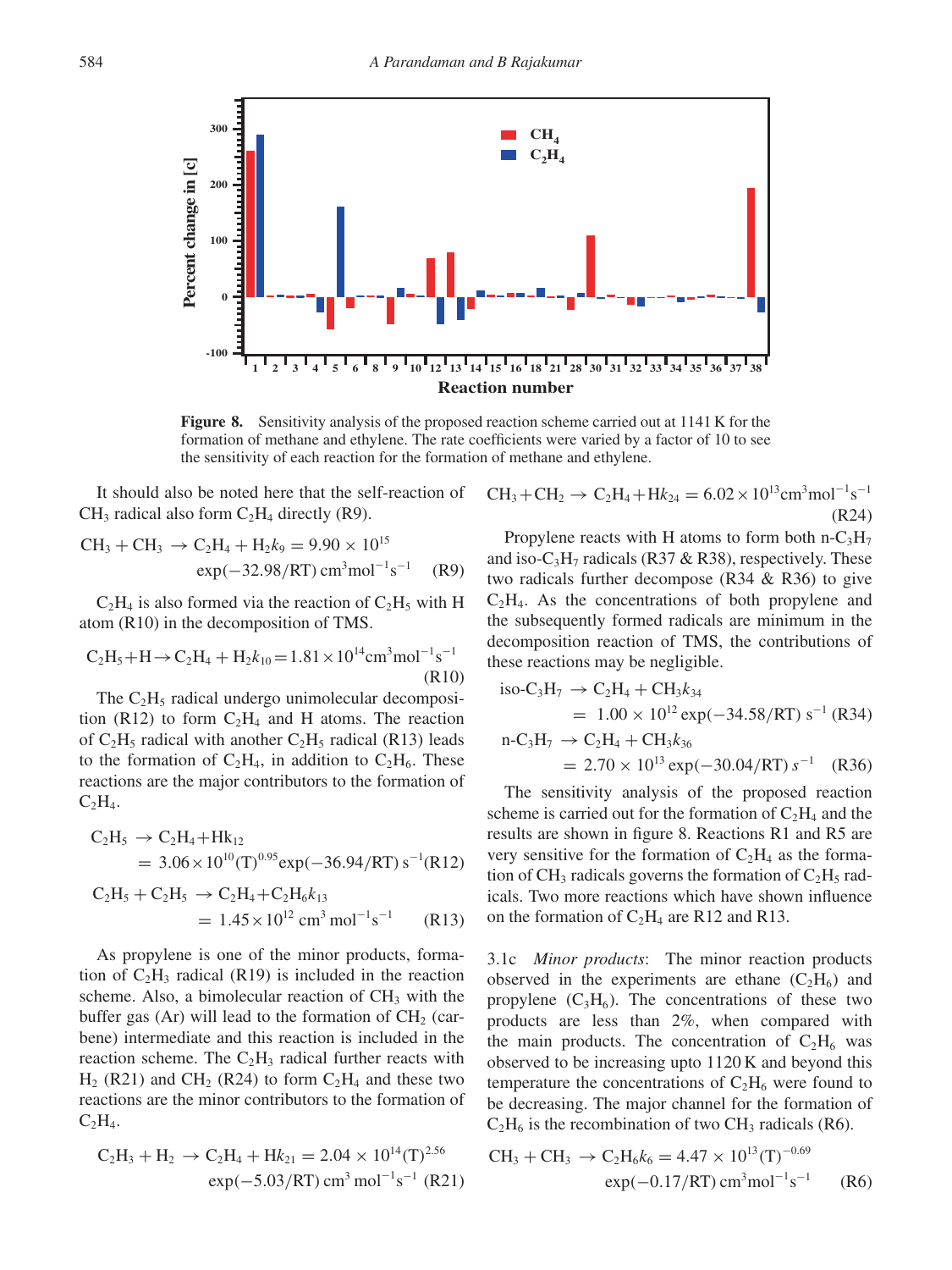**Figure 8.** Sensitivity analysis of the proposed reaction scheme carried out at 1141 K for the formation of methane and ethylene. The rate coefficients were varied by a factor of 10 to see the sensitivity of each reaction for the formation of methane and ethylene.

It should also be noted here that the self-reaction of $CH_3$ radical also form $C_2H_4$ directly (R9).

$$CH_3 + CH_3 \rightarrow C_2H_4 + H_2 \quad k_9 = 9.90 \times 10^{15} \exp(-32.98/RT)\ cm^3mol^{-1}s^{-1} \quad (R9)$$

$C_2H_4$ is also formed via the reaction of $C_2H_5$ with H atom (R10) in the decomposition of TMS.

$$C_2H_5 + H \rightarrow C_2H_4 + H_2 \quad k_{10} = 1.81 \times 10^{14} cm^3mol^{-1}s^{-1} \quad (R10)$$

The $C_2H_5$ radical undergo unimolecular decomposition (R12) to form $C_2H_4$ and H atoms. The reaction of $C_2H_5$ radical with another $C_2H_5$ radical (R13) leads to the formation of $C_2H_4$, in addition to $C_2H_6$. These reactions are the major contributors to the formation of $C_2H_4$.

$$C_2H_5 \rightarrow C_2H_4 + H \quad k_{12} = 3.06 \times 10^{10} (T)^{0.95} \exp(-36.94/RT)\ s^{-1} \quad (R12)$$

$$C_2H_5 + C_2H_5 \rightarrow C_2H_4 + C_2H_6 \quad k_{13} = 1.45 \times 10^{12}\ cm^3\ mol^{-1}s^{-1} \quad (R13)$$

As propylene is one of the minor products, formation of $C_2H_3$ radical (R19) is included in the reaction scheme. Also, a bimolecular reaction of $CH_3$ with the buffer gas (Ar) will lead to the formation of $CH_2$ (carbene) intermediate and this reaction is included in the reaction scheme. The $C_2H_3$ radical further reacts with $H_2$ (R21) and $CH_2$ (R24) to form $C_2H_4$ and these two reactions are the minor contributors to the formation of $C_2H_4$.

$$C_2H_3 + H_2 \rightarrow C_2H_4 + H \quad k_{21} = 2.04 \times 10^{14} (T)^{2.56} \exp(-5.03/RT)\ cm^3\ mol^{-1}s^{-1} \quad (R21)$$

$$CH_3 + CH_2 \rightarrow C_2H_4 + H \quad k_{24} = 6.02 \times 10^{13} cm^3mol^{-1}s^{-1} \quad (R24)$$

Propylene reacts with H atoms to form both n-$C_3H_7$ and iso-$C_3H_7$ radicals (R37 & R38), respectively. These two radicals further decompose (R34 & R36) to give $C_2H_4$. As the concentrations of both propylene and the subsequently formed radicals are minimum in the decomposition reaction of TMS, the contributions of these reactions may be negligible.

$$\text{iso-}C_3H_7 \rightarrow C_2H_4 + CH_3 \quad k_{34} = 1.00 \times 10^{12} \exp(-34.58/RT)\ s^{-1} \quad (R34)$$

$$\text{n-}C_3H_7 \rightarrow C_2H_4 + CH_3 \quad k_{36} = 2.70 \times 10^{13} \exp(-30.04/RT)\ s^{-1} \quad (R36)$$

The sensitivity analysis of the proposed reaction scheme is carried out for the formation of $C_2H_4$ and the results are shown in figure 8. Reactions R1 and R5 are very sensitive for the formation of $C_2H_4$ as the formation of $CH_3$ radicals governs the formation of $C_2H_5$ radicals. Two more reactions which have shown influence on the formation of $C_2H_4$ are R12 and R13.

3.1c *Minor products*: The minor reaction products observed in the experiments are ethane ($C_2H_6$) and propylene ($C_3H_6$). The concentrations of these two products are less than 2%, when compared with the main products. The concentration of $C_2H_6$ was observed to be increasing upto 1120 K and beyond this temperature the concentrations of $C_2H_6$ were found to be decreasing. The major channel for the formation of $C_2H_6$ is the recombination of two $CH_3$ radicals (R6).

$$CH_3 + CH_3 \rightarrow C_2H_6 \quad k_6 = 4.47 \times 10^{13} (T)^{-0.69} \exp(-0.17/RT)\ cm^3mol^{-1}s^{-1} \quad (R6)$$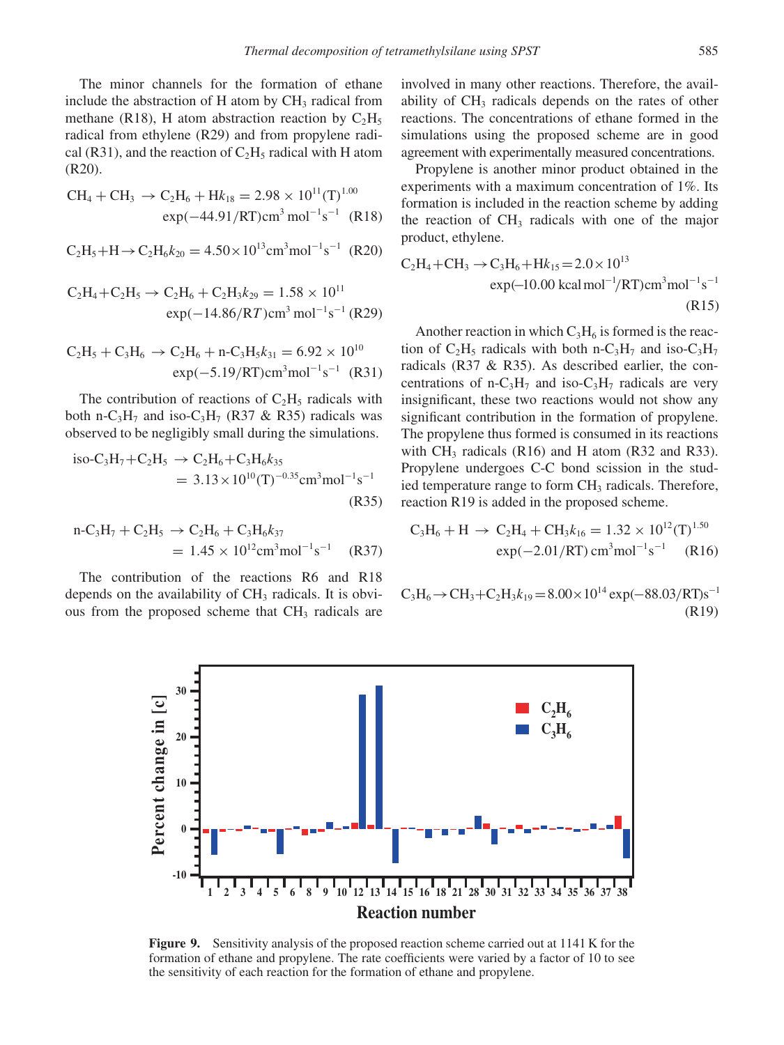The minor channels for the formation of ethane include the abstraction of H atom by $CH_3$ radical from methane (R18), H atom abstraction reaction by $C_2H_5$ radical from ethylene (R29) and from propylene radical (R31), and the reaction of $C_2H_5$ radical with H atom (R20).

$$CH_4 + CH_3 \rightarrow C_2H_6 + H \quad k_{18} = 2.98 \times 10^{11}(T)^{1.00} \exp(-44.91/RT)\text{cm}^3\,\text{mol}^{-1}\text{s}^{-1} \quad \text{(R18)}$$

$$C_2H_5 + H \rightarrow C_2H_6 \quad k_{20} = 4.50 \times 10^{13}\text{cm}^3\text{mol}^{-1}\text{s}^{-1} \quad \text{(R20)}$$

$$C_2H_4 + C_2H_5 \rightarrow C_2H_6 + C_2H_3 \quad k_{29} = 1.58 \times 10^{11} \exp(-14.86/RT)\text{cm}^3\,\text{mol}^{-1}\text{s}^{-1} \quad \text{(R29)}$$

$$C_2H_5 + C_3H_6 \rightarrow C_2H_6 + \text{n-}C_3H_5 \quad k_{31} = 6.92 \times 10^{10} \exp(-5.19/RT)\text{cm}^3\text{mol}^{-1}\text{s}^{-1} \quad \text{(R31)}$$

The contribution of reactions of $C_2H_5$ radicals with both n-$C_3H_7$ and iso-$C_3H_7$ (R37 & R35) radicals was observed to be negligibly small during the simulations.

$$\text{iso-}C_3H_7 + C_2H_5 \rightarrow C_2H_6 + C_3H_6 \quad k_{35} = 3.13 \times 10^{10}(T)^{-0.35}\text{cm}^3\text{mol}^{-1}\text{s}^{-1} \quad \text{(R35)}$$

$$\text{n-}C_3H_7 + C_2H_5 \rightarrow C_2H_6 + C_3H_6 \quad k_{37} = 1.45 \times 10^{12}\text{cm}^3\text{mol}^{-1}\text{s}^{-1} \quad \text{(R37)}$$

The contribution of the reactions R6 and R18 depends on the availability of $CH_3$ radicals. It is obvious from the proposed scheme that $CH_3$ radicals are involved in many other reactions. Therefore, the availability of $CH_3$ radicals depends on the rates of other reactions. The concentrations of ethane formed in the simulations using the proposed scheme are in good agreement with experimentally measured concentrations.

Propylene is another minor product obtained in the experiments with a maximum concentration of 1%. Its formation is included in the reaction scheme by adding the reaction of $CH_3$ radicals with one of the major product, ethylene.

$$C_2H_4 + CH_3 \rightarrow C_3H_6 + H \quad k_{15} = 2.0 \times 10^{13} \exp(-10.00\text{ kcal mol}^{-1}/RT)\text{cm}^3\text{mol}^{-1}\text{s}^{-1} \quad \text{(R15)}$$

Another reaction in which $C_3H_6$ is formed is the reaction of $C_2H_5$ radicals with both n-$C_3H_7$ and iso-$C_3H_7$ radicals (R37 & R35). As described earlier, the concentrations of n-$C_3H_7$ and iso-$C_3H_7$ radicals are very insignificant, these two reactions would not show any significant contribution in the formation of propylene. The propylene thus formed is consumed in its reactions with $CH_3$ radicals (R16) and H atom (R32 and R33). Propylene undergoes C-C bond scission in the studied temperature range to form $CH_3$ radicals. Therefore, reaction R19 is added in the proposed scheme.

$$C_3H_6 + H \rightarrow C_2H_4 + CH_3 \quad k_{16} = 1.32 \times 10^{12}(T)^{1.50} \exp(-2.01/RT)\,\text{cm}^3\text{mol}^{-1}\text{s}^{-1} \quad \text{(R16)}$$

$$C_3H_6 \rightarrow CH_3 + C_2H_3 \quad k_{19} = 8.00 \times 10^{14}\exp(-88.03/RT)\text{s}^{-1} \quad \text{(R19)}$$

**Figure 9.** Sensitivity analysis of the proposed reaction scheme carried out at 1141 K for the formation of ethane and propylene. The rate coefficients were varied by a factor of 10 to see the sensitivity of each reaction for the formation of ethane and propylene.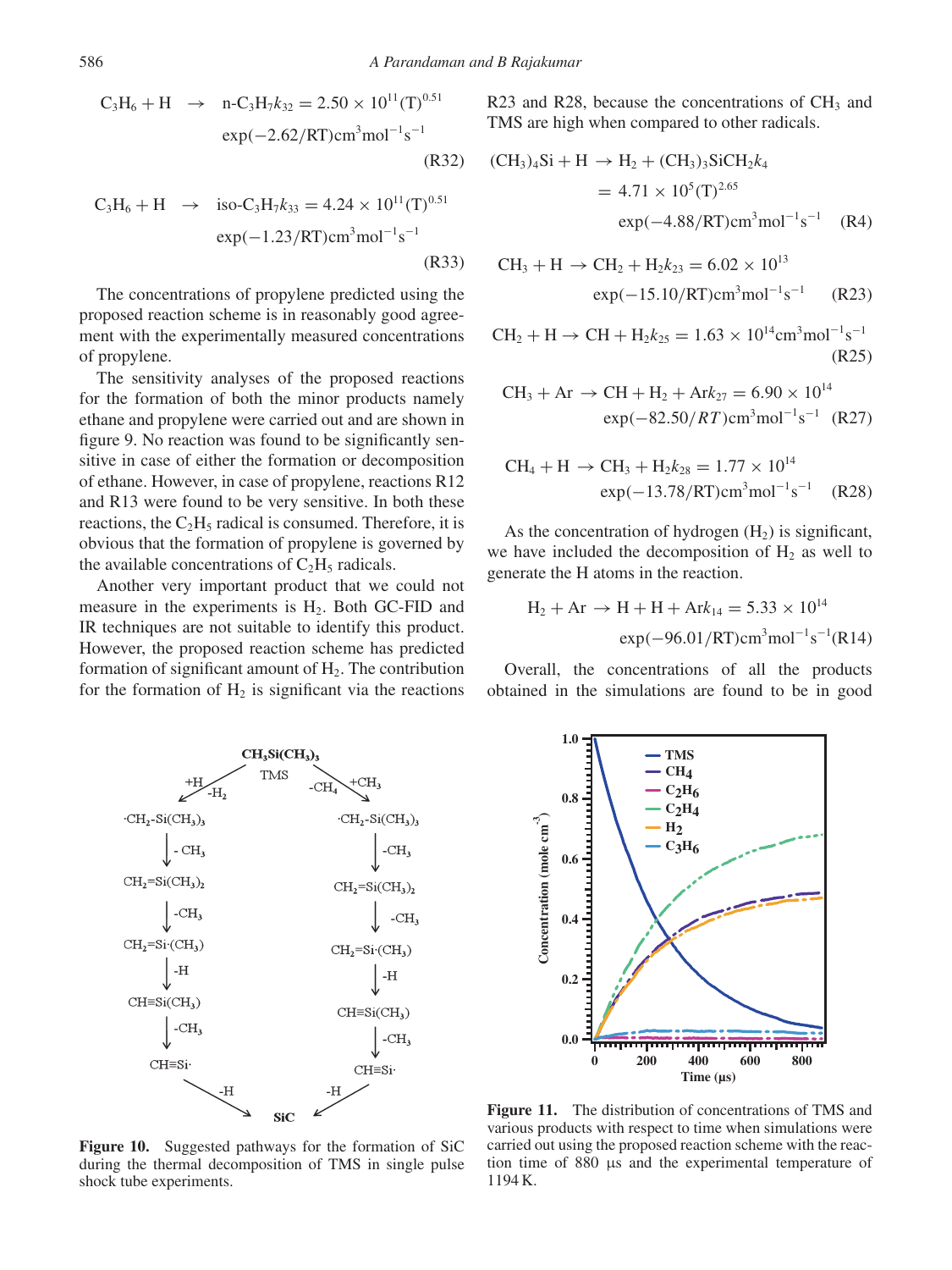$$C_3H_6 + H \rightarrow n\text{-}C_3H_7 \quad k_{32} = 2.50 \times 10^{11}(T)^{0.51} \exp(-2.62/RT)\,cm^3mol^{-1}s^{-1} \tag{R32}$$

$$C_3H_6 + H \rightarrow iso\text{-}C_3H_7 \quad k_{33} = 4.24 \times 10^{11}(T)^{0.51} \exp(-1.23/RT)\,cm^3mol^{-1}s^{-1} \tag{R33}$$

The concentrations of propylene predicted using the proposed reaction scheme is in reasonably good agreement with the experimentally measured concentrations of propylene.

The sensitivity analyses of the proposed reactions for the formation of both the minor products namely ethane and propylene were carried out and are shown in figure 9. No reaction was found to be significantly sensitive in case of either the formation or decomposition of ethane. However, in case of propylene, reactions R12 and R13 were found to be very sensitive. In both these reactions, the $C_2H_5$ radical is consumed. Therefore, it is obvious that the formation of propylene is governed by the available concentrations of $C_2H_5$ radicals.

Another very important product that we could not measure in the experiments is $H_2$. Both GC-FID and IR techniques are not suitable to identify this product. However, the proposed reaction scheme has predicted formation of significant amount of $H_2$. The contribution for the formation of $H_2$ is significant via the reactions R23 and R28, because the concentrations of $CH_3$ and TMS are high when compared to other radicals.

$$(CH_3)_4Si + H \rightarrow H_2 + (CH_3)_3SiCH_2 \quad k_4 = 4.71 \times 10^5(T)^{2.65} \exp(-4.88/RT)\,cm^3mol^{-1}s^{-1} \tag{R4}$$

$$CH_3 + H \rightarrow CH_2 + H_2 \quad k_{23} = 6.02 \times 10^{13} \exp(-15.10/RT)\,cm^3mol^{-1}s^{-1} \tag{R23}$$

$$CH_2 + H \rightarrow CH + H_2 \quad k_{25} = 1.63 \times 10^{14}\,cm^3mol^{-1}s^{-1} \tag{R25}$$

$$CH_3 + Ar \rightarrow CH + H_2 + Ar \quad k_{27} = 6.90 \times 10^{14} \exp(-82.50/RT)\,cm^3mol^{-1}s^{-1} \tag{R27}$$

$$CH_4 + H \rightarrow CH_3 + H_2 \quad k_{28} = 1.77 \times 10^{14} \exp(-13.78/RT)\,cm^3mol^{-1}s^{-1} \tag{R28}$$

As the concentration of hydrogen ($H_2$) is significant, we have included the decomposition of $H_2$ as well to generate the H atoms in the reaction.

$$H_2 + Ar \rightarrow H + H + Ar \quad k_{14} = 5.33 \times 10^{14} \exp(-96.01/RT)\,cm^3mol^{-1}s^{-1} \tag{R14}$$

Overall, the concentrations of all the products obtained in the simulations are found to be in good

**Figure 10.** Suggested pathways for the formation of SiC during the thermal decomposition of TMS in single pulse shock tube experiments.

**Figure 11.** The distribution of concentrations of TMS and various products with respect to time when simulations were carried out using the proposed reaction scheme with the reaction time of 880 μs and the experimental temperature of 1194 K.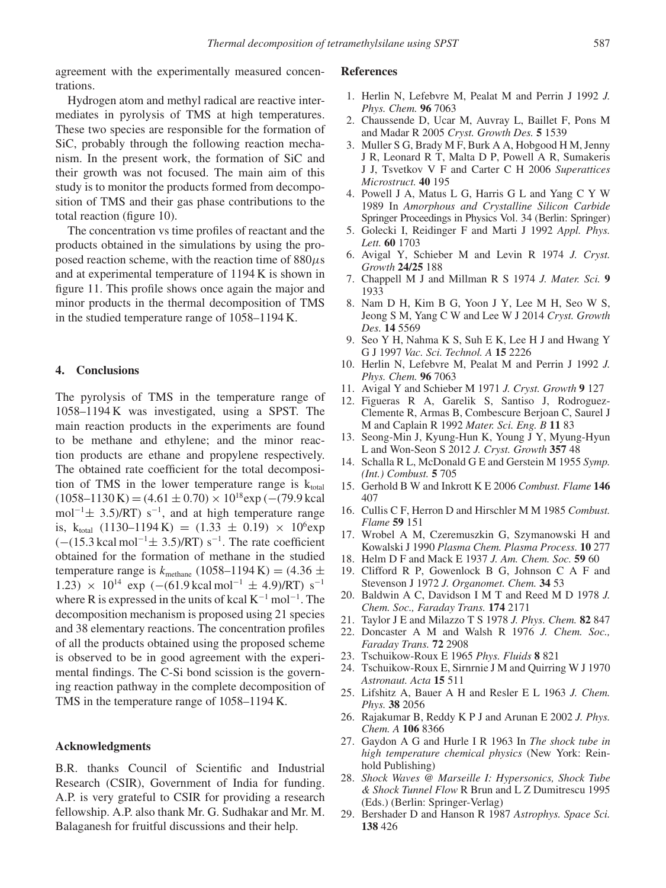agreement with the experimentally measured concentrations.

Hydrogen atom and methyl radical are reactive intermediates in pyrolysis of TMS at high temperatures. These two species are responsible for the formation of SiC, probably through the following reaction mechanism. In the present work, the formation of SiC and their growth was not focused. The main aim of this study is to monitor the products formed from decomposition of TMS and their gas phase contributions to the total reaction (figure 10).

The concentration vs time profiles of reactant and the products obtained in the simulations by using the proposed reaction scheme, with the reaction time of $880\mu s$ and at experimental temperature of 1194 K is shown in figure 11. This profile shows once again the major and minor products in the thermal decomposition of TMS in the studied temperature range of 1058–1194 K.

## 4. Conclusions

The pyrolysis of TMS in the temperature range of 1058–1194 K was investigated, using a SPST. The main reaction products in the experiments are found to be methane and ethylene; and the minor reaction products are ethane and propylene respectively. The obtained rate coefficient for the total decomposition of TMS in the lower temperature range is $k_{total}$ $(1058–1130\,K) = (4.61 \pm 0.70) \times 10^{18} \exp(-(79.9\,kcal\,mol^{-1} \pm 3.5)/RT)\ s^{-1}$, and at high temperature range is, $k_{total}$ $(1130–1194\,K) = (1.33 \pm 0.19) \times 10^{6} \exp(-(15.3\,kcal\,mol^{-1} \pm 3.5)/RT)\ s^{-1}$. The rate coefficient obtained for the formation of methane in the studied temperature range is $k_{methane}$ $(1058–1194\,K) = (4.36 \pm 1.23) \times 10^{14} \exp(-(61.9\,kcal\,mol^{-1} \pm 4.9)/RT)\ s^{-1}$ where R is expressed in the units of kcal $K^{-1}$ $mol^{-1}$. The decomposition mechanism is proposed using 21 species and 38 elementary reactions. The concentration profiles of all the products obtained using the proposed scheme is observed to be in good agreement with the experimental findings. The C-Si bond scission is the governing reaction pathway in the complete decomposition of TMS in the temperature range of 1058–1194 K.

## Acknowledgments

B.R. thanks Council of Scientific and Industrial Research (CSIR), Government of India for funding. A.P. is very grateful to CSIR for providing a research fellowship. A.P. also thank Mr. G. Sudhakar and Mr. M. Balaganesh for fruitful discussions and their help.

## References

1. Herlin N, Lefebvre M, Pealat M and Perrin J 1992 *J. Phys. Chem.* **96** 7063
2. Chaussende D, Ucar M, Auvray L, Baillet F, Pons M and Madar R 2005 *Cryst. Growth Des.* **5** 1539
3. Muller S G, Brady M F, Burk A A, Hobgood H M, Jenny J R, Leonard R T, Malta D P, Powell A R, Sumakeris J J, Tsvetkov V F and Carter C H 2006 *Superattices Microstruct.* **40** 195
4. Powell J A, Matus L G, Harris G L and Yang C Y W 1989 In *Amorphous and Crystalline Silicon Carbide* Springer Proceedings in Physics Vol. 34 (Berlin: Springer)
5. Golecki I, Reidinger F and Marti J 1992 *Appl. Phys. Lett.* **60** 1703
6. Avigal Y, Schieber M and Levin R 1974 *J. Cryst. Growth* **24/25** 188
7. Chappell M J and Millman R S 1974 *J. Mater. Sci.* **9** 1933
8. Nam D H, Kim B G, Yoon J Y, Lee M H, Seo W S, Jeong S M, Yang C W and Lee W J 2014 *Cryst. Growth Des.* **14** 5569
9. Seo Y H, Nahma K S, Suh E K, Lee H J and Hwang Y G J 1997 *Vac. Sci. Technol. A* **15** 2226
10. Herlin N, Lefebvre M, Pealat M and Perrin J 1992 *J. Phys. Chem.* **96** 7063
11. Avigal Y and Schieber M 1971 *J. Cryst. Growth* **9** 127
12. Figueras R A, Garelik S, Santiso J, Rodroguez-Clemente R, Armas B, Combescure Berjoan C, Saurel J M and Caplain R 1992 *Mater. Sci. Eng. B* **11** 83
13. Seong-Min J, Kyung-Hun K, Young J Y, Myung-Hyun L and Won-Seon S 2012 *J. Cryst. Growth* **357** 48
14. Schalla R L, McDonald G E and Gerstein M 1955 *Symp. (Int.) Combust.* **5** 705
15. Gerhold B W and Inkrott K E 2006 *Combust. Flame* **146** 407
16. Cullis C F, Herron D and Hirschler M M 1985 *Combust. Flame* **59** 151
17. Wrobel A M, Czeremuszkin G, Szymanowski H and Kowalski J 1990 *Plasma Chem. Plasma Process.* **10** 277
18. Helm D F and Mack E 1937 *J. Am. Chem. Soc.* **59** 60
19. Clifford R P, Gowenlock B G, Johnson C A F and Stevenson J 1972 *J. Organomet. Chem.* **34** 53
20. Baldwin A C, Davidson I M T and Reed M D 1978 *J. Chem. Soc., Faraday Trans.* **174** 2171
21. Taylor J E and Milazzo T S 1978 *J. Phys. Chem.* **82** 847
22. Doncaster A M and Walsh R 1976 *J. Chem. Soc., Faraday Trans.* **72** 2908
23. Tschuikow-Roux E 1965 *Phys. Fluids* **8** 821
24. Tschuikow-Roux E, Sirnrnie J M and Quirring W J 1970 *Astronaut. Acta* **15** 511
25. Lifshitz A, Bauer A H and Resler E L 1963 *J. Chem. Phys.* **38** 2056
26. Rajakumar B, Reddy K P J and Arunan E 2002 *J. Phys. Chem. A* **106** 8366
27. Gaydon A G and Hurle I R 1963 In *The shock tube in high temperature chemical physics* (New York: Reinhold Publishing)
28. *Shock Waves @ Marseille I: Hypersonics, Shock Tube & Shock Tunnel Flow* R Brun and L Z Dumitrescu 1995 (Eds.) (Berlin: Springer-Verlag)
29. Bershader D and Hanson R 1987 *Astrophys. Space Sci.* **138** 426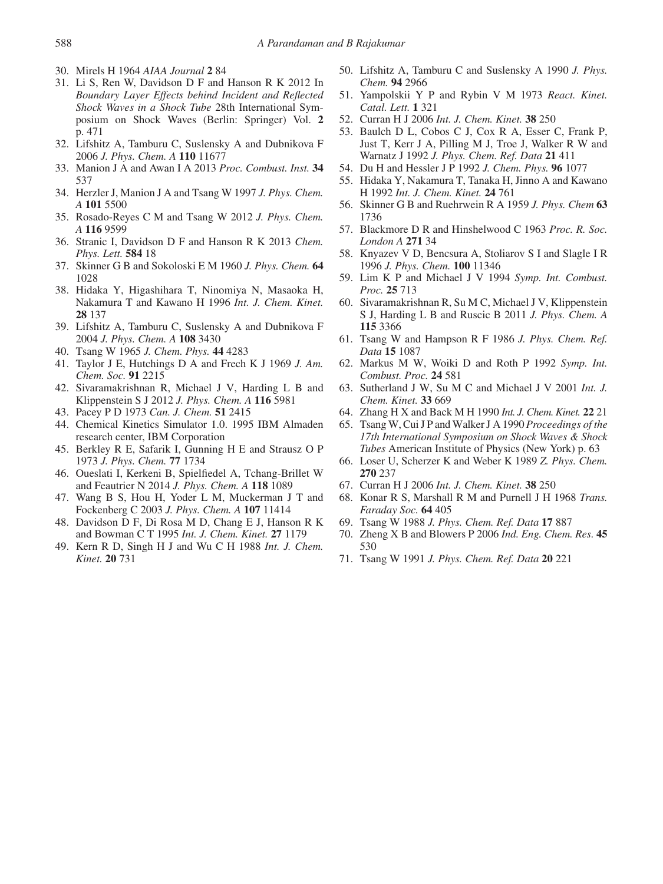30. Mirels H 1964 *AIAA Journal* **2** 84
31. Li S, Ren W, Davidson D F and Hanson R K 2012 In *Boundary Layer Effects behind Incident and Reflected Shock Waves in a Shock Tube* 28th International Symposium on Shock Waves (Berlin: Springer) Vol. **2** p. 471
32. Lifshitz A, Tamburu C, Suslensky A and Dubnikova F 2006 *J. Phys. Chem. A* **110** 11677
33. Manion J A and Awan I A 2013 *Proc. Combust. Inst.* **34** 537
34. Herzler J, Manion J A and Tsang W 1997 *J. Phys. Chem. A* **101** 5500
35. Rosado-Reyes C M and Tsang W 2012 *J. Phys. Chem. A* **116** 9599
36. Stranic I, Davidson D F and Hanson R K 2013 *Chem. Phys. Lett.* **584** 18
37. Skinner G B and Sokoloski E M 1960 *J. Phys. Chem.* **64** 1028
38. Hidaka Y, Higashihara T, Ninomiya N, Masaoka H, Nakamura T and Kawano H 1996 *Int. J. Chem. Kinet.* **28** 137
39. Lifshitz A, Tamburu C, Suslensky A and Dubnikova F 2004 *J. Phys. Chem. A* **108** 3430
40. Tsang W 1965 *J. Chem. Phys.* **44** 4283
41. Taylor J E, Hutchings D A and Frech K J 1969 *J. Am. Chem. Soc.* **91** 2215
42. Sivaramakrishnan R, Michael J V, Harding L B and Klippenstein S J 2012 *J. Phys. Chem. A* **116** 5981
43. Pacey P D 1973 *Can. J. Chem.* **51** 2415
44. Chemical Kinetics Simulator 1.0. 1995 IBM Almaden research center, IBM Corporation
45. Berkley R E, Safarik I, Gunning H E and Strausz O P 1973 *J. Phys. Chem.* **77** 1734
46. Oueslati I, Kerkeni B, Spielfiedel A, Tchang-Brillet W and Feautrier N 2014 *J. Phys. Chem. A* **118** 1089
47. Wang B S, Hou H, Yoder L M, Muckerman J T and Fockenberg C 2003 *J. Phys. Chem. A* **107** 11414
48. Davidson D F, Di Rosa M D, Chang E J, Hanson R K and Bowman C T 1995 *Int. J. Chem. Kinet.* **27** 1179
49. Kern R D, Singh H J and Wu C H 1988 *Int. J. Chem. Kinet.* **20** 731
50. Lifshitz A, Tamburu C and Suslensky A 1990 *J. Phys. Chem.* **94** 2966
51. Yampolskii Y P and Rybin V M 1973 *React. Kinet. Catal. Lett.* **1** 321
52. Curran H J 2006 *Int. J. Chem. Kinet.* **38** 250
53. Baulch D L, Cobos C J, Cox R A, Esser C, Frank P, Just T, Kerr J A, Pilling M J, Troe J, Walker R W and Warnatz J 1992 *J. Phys. Chem. Ref. Data* **21** 411
54. Du H and Hessler J P 1992 *J. Chem. Phys.* **96** 1077
55. Hidaka Y, Nakamura T, Tanaka H, Jinno A and Kawano H 1992 *Int. J. Chem. Kinet.* **24** 761
56. Skinner G B and Ruehrwein R A 1959 *J. Phys. Chem* **63** 1736
57. Blackmore D R and Hinshelwood C 1963 *Proc. R. Soc. London A* **271** 34
58. Knyazev V D, Bencsura A, Stoliarov S I and Slagle I R 1996 *J. Phys. Chem.* **100** 11346
59. Lim K P and Michael J V 1994 *Symp. Int. Combust. Proc.* **25** 713
60. Sivaramakrishnan R, Su M C, Michael J V, Klippenstein S J, Harding L B and Ruscic B 2011 *J. Phys. Chem. A* **115** 3366
61. Tsang W and Hampson R F 1986 *J. Phys. Chem. Ref. Data* **15** 1087
62. Markus M W, Woiki D and Roth P 1992 *Symp. Int. Combust. Proc.* **24** 581
63. Sutherland J W, Su M C and Michael J V 2001 *Int. J. Chem. Kinet.* **33** 669
64. Zhang H X and Back M H 1990 *Int. J. Chem. Kinet.* **22** 21
65. Tsang W, Cui J P and Walker J A 1990 *Proceedings of the 17th International Symposium on Shock Waves & Shock Tubes* American Institute of Physics (New York) p. 63
66. Loser U, Scherzer K and Weber K 1989 *Z. Phys. Chem.* **270** 237
67. Curran H J 2006 *Int. J. Chem. Kinet.* **38** 250
68. Konar R S, Marshall R M and Purnell J H 1968 *Trans. Faraday Soc.* **64** 405
69. Tsang W 1988 *J. Phys. Chem. Ref. Data* **17** 887
70. Zheng X B and Blowers P 2006 *Ind. Eng. Chem. Res.* **45** 530
71. Tsang W 1991 *J. Phys. Chem. Ref. Data* **20** 221